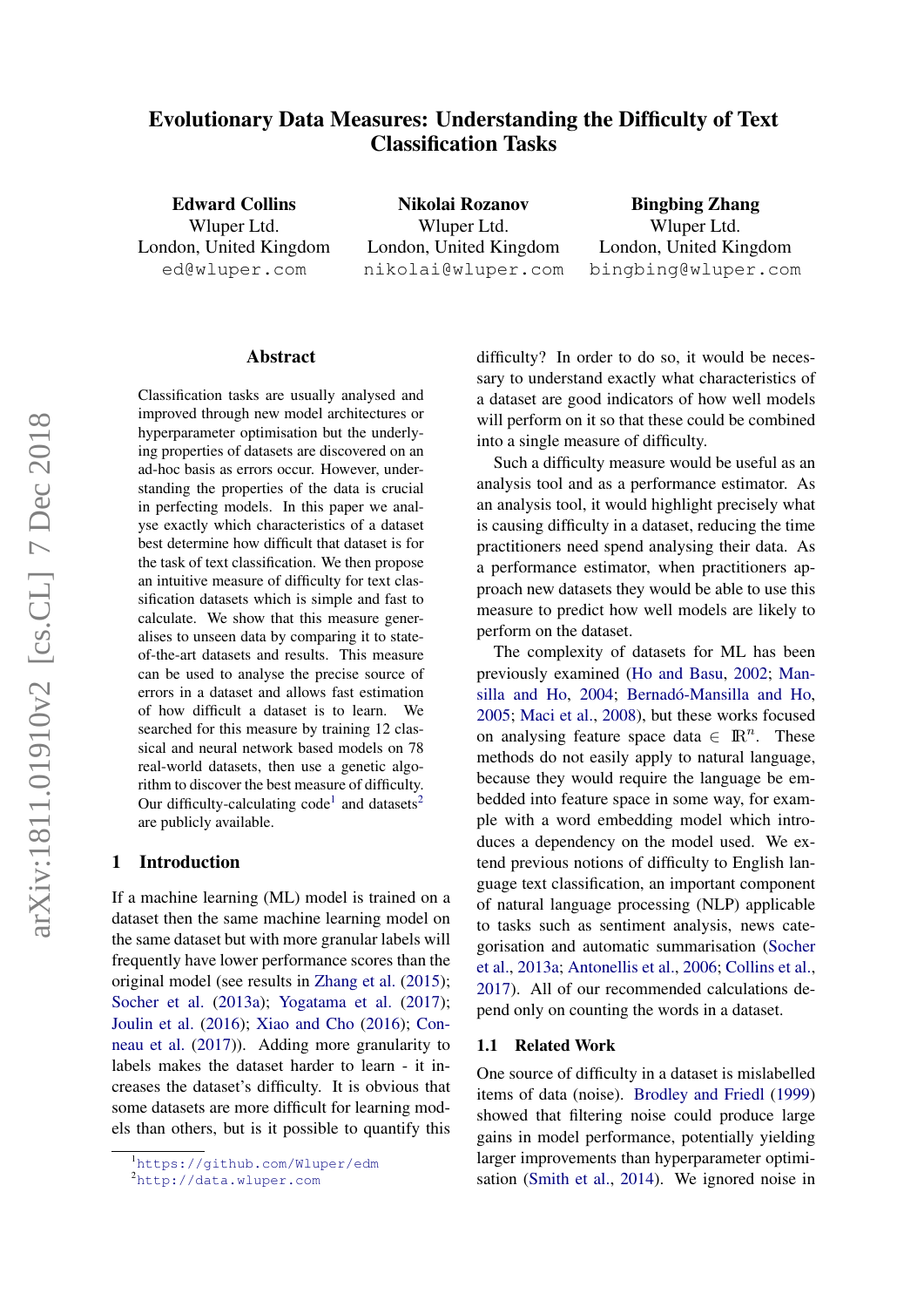# Evolutionary Data Measures: Understanding the Difficulty of Text Classification Tasks

**Edward Collins**
Wluper Ltd.
London, United Kingdom
ed@wluper.com

**Nikolai Rozanov**
Wluper Ltd.
London, United Kingdom
nikolai@wluper.com

**Bingbing Zhang**
Wluper Ltd.
London, United Kingdom
bingbing@wluper.com

## Abstract

Classification tasks are usually analysed and improved through new model architectures or hyperparameter optimisation but the underlying properties of datasets are discovered on an ad-hoc basis as errors occur. However, understanding the properties of the data is crucial in perfecting models. In this paper we analyse exactly which characteristics of a dataset best determine how difficult that dataset is for the task of text classification. We then propose an intuitive measure of difficulty for text classification datasets which is simple and fast to calculate. We show that this measure generalises to unseen data by comparing it to state-of-the-art datasets and results. This measure can be used to analyse the precise source of errors in a dataset and allows fast estimation of how difficult a dataset is to learn. We searched for this measure by training 12 classical and neural network based models on 78 real-world datasets, then use a genetic algorithm to discover the best measure of difficulty. Our difficulty-calculating code[1] and datasets[2] are publicly available.

## 1 Introduction

If a machine learning (ML) model is trained on a dataset then the same machine learning model on the same dataset but with more granular labels will frequently have lower performance scores than the original model (see results in Zhang et al. (2015); Socher et al. (2013a); Yogatama et al. (2017); Joulin et al. (2016); Xiao and Cho (2016); Conneau et al. (2017)). Adding more granularity to labels makes the dataset harder to learn - it increases the dataset's difficulty. It is obvious that some datasets are more difficult for learning models than others, but is it possible to quantify this difficulty? In order to do so, it would be necessary to understand exactly what characteristics of a dataset are good indicators of how well models will perform on it so that these could be combined into a single measure of difficulty.

Such a difficulty measure would be useful as an analysis tool and as a performance estimator. As an analysis tool, it would highlight precisely what is causing difficulty in a dataset, reducing the time practitioners need spend analysing their data. As a performance estimator, when practitioners approach new datasets they would be able to use this measure to predict how well models are likely to perform on the dataset.

The complexity of datasets for ML has been previously examined (Ho and Basu, 2002; Mansilla and Ho, 2004; Bernadó-Mansilla and Ho, 2005; Maci et al., 2008), but these works focused on analysing feature space data $\in \mathbb{R}^n$. These methods do not easily apply to natural language, because they would require the language be embedded into feature space in some way, for example with a word embedding model which introduces a dependency on the model used. We extend previous notions of difficulty to English language text classification, an important component of natural language processing (NLP) applicable to tasks such as sentiment analysis, news categorisation and automatic summarisation (Socher et al., 2013a; Antonellis et al., 2006; Collins et al., 2017). All of our recommended calculations depend only on counting the words in a dataset.

### 1.1 Related Work

One source of difficulty in a dataset is mislabelled items of data (noise). Brodley and Friedl (1999) showed that filtering noise could produce large gains in model performance, potentially yielding larger improvements than hyperparameter optimisation (Smith et al., 2014). We ignored noise in

[1] https://github.com/Wluper/edm
[2] http://data.wluper.com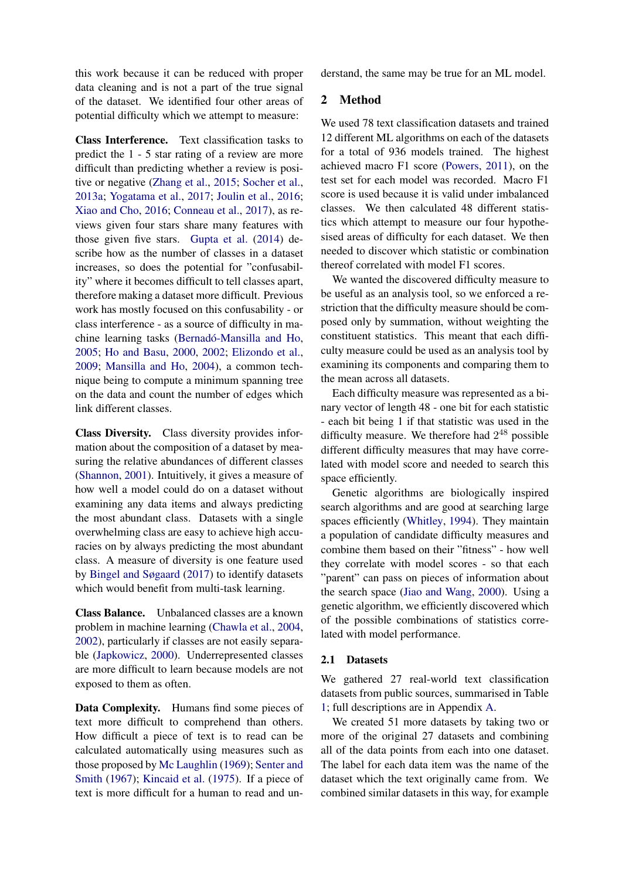this work because it can be reduced with proper data cleaning and is not a part of the true signal of the dataset. We identified four other areas of potential difficulty which we attempt to measure:

**Class Interference.** Text classification tasks to predict the 1 - 5 star rating of a review are more difficult than predicting whether a review is positive or negative (Zhang et al., 2015; Socher et al., 2013a; Yogatama et al., 2017; Joulin et al., 2016; Xiao and Cho, 2016; Conneau et al., 2017), as reviews given four stars share many features with those given five stars. Gupta et al. (2014) describe how as the number of classes in a dataset increases, so does the potential for "confusability" where it becomes difficult to tell classes apart, therefore making a dataset more difficult. Previous work has mostly focused on this confusability - or class interference - as a source of difficulty in machine learning tasks (Bernadó-Mansilla and Ho, 2005; Ho and Basu, 2000, 2002; Elizondo et al., 2009; Mansilla and Ho, 2004), a common technique being to compute a minimum spanning tree on the data and count the number of edges which link different classes.

**Class Diversity.** Class diversity provides information about the composition of a dataset by measuring the relative abundances of different classes (Shannon, 2001). Intuitively, it gives a measure of how well a model could do on a dataset without examining any data items and always predicting the most abundant class. Datasets with a single overwhelming class are easy to achieve high accuracies on by always predicting the most abundant class. A measure of diversity is one feature used by Bingel and Søgaard (2017) to identify datasets which would benefit from multi-task learning.

**Class Balance.** Unbalanced classes are a known problem in machine learning (Chawla et al., 2004, 2002), particularly if classes are not easily separable (Japkowicz, 2000). Underrepresented classes are more difficult to learn because models are not exposed to them as often.

**Data Complexity.** Humans find some pieces of text more difficult to comprehend than others. How difficult a piece of text is to read can be calculated automatically using measures such as those proposed by Mc Laughlin (1969); Senter and Smith (1967); Kincaid et al. (1975). If a piece of text is more difficult for a human to read and understand, the same may be true for an ML model.

## 2 Method

We used 78 text classification datasets and trained 12 different ML algorithms on each of the datasets for a total of 936 models trained. The highest achieved macro F1 score (Powers, 2011), on the test set for each model was recorded. Macro F1 score is used because it is valid under imbalanced classes. We then calculated 48 different statistics which attempt to measure our four hypothesised areas of difficulty for each dataset. We then needed to discover which statistic or combination thereof correlated with model F1 scores.

We wanted the discovered difficulty measure to be useful as an analysis tool, so we enforced a restriction that the difficulty measure should be composed only by summation, without weighting the constituent statistics. This meant that each difficulty measure could be used as an analysis tool by examining its components and comparing them to the mean across all datasets.

Each difficulty measure was represented as a binary vector of length 48 - one bit for each statistic - each bit being 1 if that statistic was used in the difficulty measure. We therefore had $2^{48}$ possible different difficulty measures that may have correlated with model score and needed to search this space efficiently.

Genetic algorithms are biologically inspired search algorithms and are good at searching large spaces efficiently (Whitley, 1994). They maintain a population of candidate difficulty measures and combine them based on their "fitness" - how well they correlate with model scores - so that each "parent" can pass on pieces of information about the search space (Jiao and Wang, 2000). Using a genetic algorithm, we efficiently discovered which of the possible combinations of statistics correlated with model performance.

### 2.1 Datasets

We gathered 27 real-world text classification datasets from public sources, summarised in Table 1; full descriptions are in Appendix A.

We created 51 more datasets by taking two or more of the original 27 datasets and combining all of the data points from each into one dataset. The label for each data item was the name of the dataset which the text originally came from. We combined similar datasets in this way, for example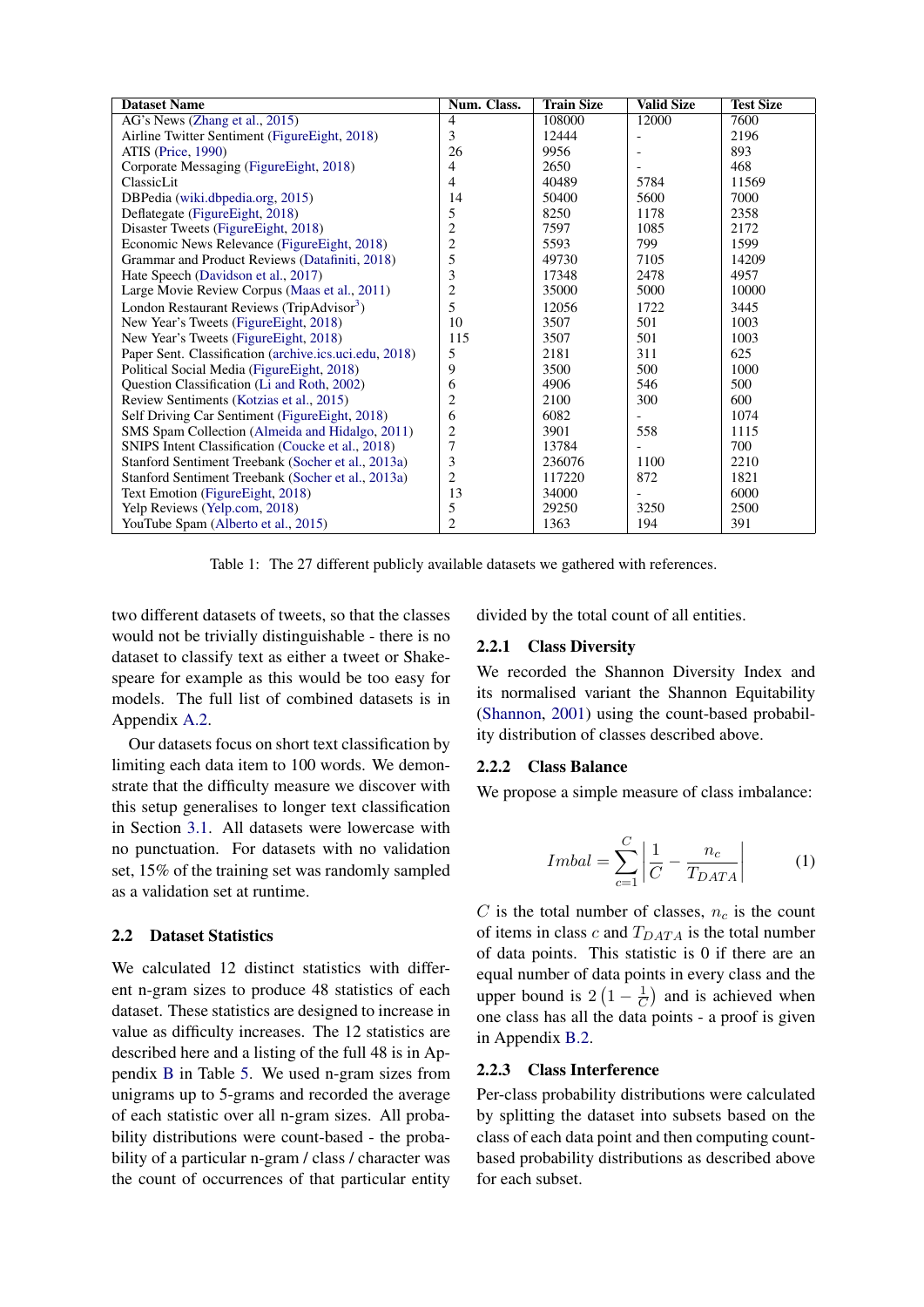| Dataset Name | Num. Class. | Train Size | Valid Size | Test Size |
|---|---|---|---|---|
| AG's News (Zhang et al., 2015) | 4 | 108000 | 12000 | 7600 |
| Airline Twitter Sentiment (FigureEight, 2018) | 3 | 12444 | - | 2196 |
| ATIS (Price, 1990) | 26 | 9956 | - | 893 |
| Corporate Messaging (FigureEight, 2018) | 4 | 2650 | - | 468 |
| ClassicLit | 4 | 40489 | 5784 | 11569 |
| DBPedia (wiki.dbpedia.org, 2015) | 14 | 50400 | 5600 | 7000 |
| Deflategate (FigureEight, 2018) | 5 | 8250 | 1178 | 2358 |
| Disaster Tweets (FigureEight, 2018) | 2 | 7597 | 1085 | 2172 |
| Economic News Relevance (FigureEight, 2018) | 2 | 5593 | 799 | 1599 |
| Grammar and Product Reviews (Datafiniti, 2018) | 5 | 49730 | 7105 | 14209 |
| Hate Speech (Davidson et al., 2017) | 3 | 17348 | 2478 | 4957 |
| Large Movie Review Corpus (Maas et al., 2011) | 2 | 35000 | 5000 | 10000 |
| London Restaurant Reviews (TripAdvisor[3]) | 5 | 12056 | 1722 | 3445 |
| New Year's Tweets (FigureEight, 2018) | 10 | 3507 | 501 | 1003 |
| New Year's Tweets (FigureEight, 2018) | 115 | 3507 | 501 | 1003 |
| Paper Sent. Classification (archive.ics.uci.edu, 2018) | 5 | 2181 | 311 | 625 |
| Political Social Media (FigureEight, 2018) | 9 | 3500 | 500 | 1000 |
| Question Classification (Li and Roth, 2002) | 6 | 4906 | 546 | 500 |
| Review Sentiments (Kotzias et al., 2015) | 2 | 2100 | 300 | 600 |
| Self Driving Car Sentiment (FigureEight, 2018) | 6 | 6082 | - | 1074 |
| SMS Spam Collection (Almeida and Hidalgo, 2011) | 2 | 3901 | 558 | 1115 |
| SNIPS Intent Classification (Coucke et al., 2018) | 7 | 13784 | - | 700 |
| Stanford Sentiment Treebank (Socher et al., 2013a) | 3 | 236076 | 1100 | 2210 |
| Stanford Sentiment Treebank (Socher et al., 2013a) | 2 | 117220 | 872 | 1821 |
| Text Emotion (FigureEight, 2018) | 13 | 34000 | - | 6000 |
| Yelp Reviews (Yelp.com, 2018) | 5 | 29250 | 3250 | 2500 |
| YouTube Spam (Alberto et al., 2015) | 2 | 1363 | 194 | 391 |

Table 1: The 27 different publicly available datasets we gathered with references.

two different datasets of tweets, so that the classes would not be trivially distinguishable - there is no dataset to classify text as either a tweet or Shakespeare for example as this would be too easy for models. The full list of combined datasets is in Appendix A.2.

Our datasets focus on short text classification by limiting each data item to 100 words. We demonstrate that the difficulty measure we discover with this setup generalises to longer text classification in Section 3.1. All datasets were lowercase with no punctuation. For datasets with no validation set, 15% of the training set was randomly sampled as a validation set at runtime.

## 2.2 Dataset Statistics

We calculated 12 distinct statistics with different n-gram sizes to produce 48 statistics of each dataset. These statistics are designed to increase in value as difficulty increases. The 12 statistics are described here and a listing of the full 48 is in Appendix B in Table 5. We used n-gram sizes from unigrams up to 5-grams and recorded the average of each statistic over all n-gram sizes. All probability distributions were count-based - the probability of a particular n-gram / class / character was the count of occurrences of that particular entity divided by the total count of all entities.

### 2.2.1 Class Diversity

We recorded the Shannon Diversity Index and its normalised variant the Shannon Equitability (Shannon, 2001) using the count-based probability distribution of classes described above.

### 2.2.2 Class Balance

We propose a simple measure of class imbalance:

$$Imbal = \sum_{c=1}^{C} \left| \frac{1}{C} - \frac{n_c}{T_{DATA}} \right| \tag{1}$$

$C$ is the total number of classes, $n_c$ is the count of items in class $c$ and $T_{DATA}$ is the total number of data points. This statistic is 0 if there are an equal number of data points in every class and the upper bound is $2\left(1 - \frac{1}{C}\right)$ and is achieved when one class has all the data points - a proof is given in Appendix B.2.

### 2.2.3 Class Interference

Per-class probability distributions were calculated by splitting the dataset into subsets based on the class of each data point and then computing count-based probability distributions as described above for each subset.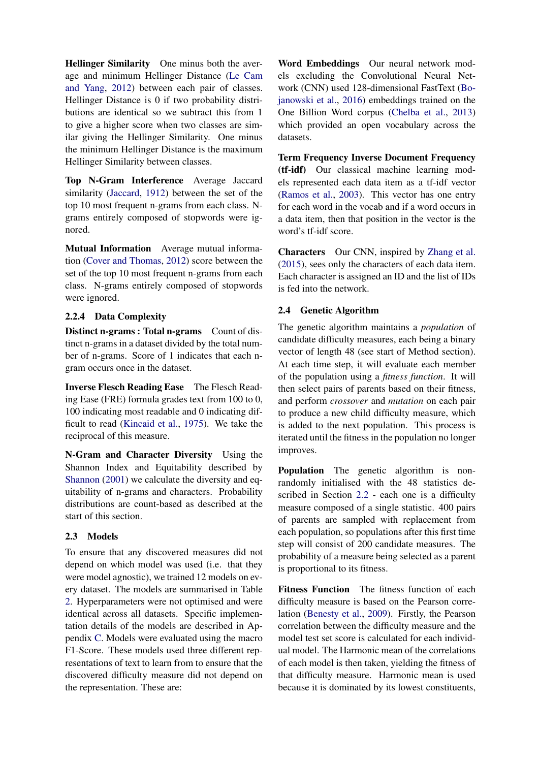**Hellinger Similarity** One minus both the average and minimum Hellinger Distance (Le Cam and Yang, 2012) between each pair of classes. Hellinger Distance is 0 if two probability distributions are identical so we subtract this from 1 to give a higher score when two classes are similar giving the Hellinger Similarity. One minus the minimum Hellinger Distance is the maximum Hellinger Similarity between classes.

**Top N-Gram Interference** Average Jaccard similarity (Jaccard, 1912) between the set of the top 10 most frequent n-grams from each class. N-grams entirely composed of stopwords were ignored.

**Mutual Information** Average mutual information (Cover and Thomas, 2012) score between the set of the top 10 most frequent n-grams from each class. N-grams entirely composed of stopwords were ignored.

#### 2.2.4 Data Complexity

**Distinct n-grams : Total n-grams** Count of distinct n-grams in a dataset divided by the total number of n-grams. Score of 1 indicates that each n-gram occurs once in the dataset.

**Inverse Flesch Reading Ease** The Flesch Reading Ease (FRE) formula grades text from 100 to 0, 100 indicating most readable and 0 indicating difficult to read (Kincaid et al., 1975). We take the reciprocal of this measure.

**N-Gram and Character Diversity** Using the Shannon Index and Equitability described by Shannon (2001) we calculate the diversity and equitability of n-grams and characters. Probability distributions are count-based as described at the start of this section.

### 2.3 Models

To ensure that any discovered measures did not depend on which model was used (i.e. that they were model agnostic), we trained 12 models on every dataset. The models are summarised in Table 2. Hyperparameters were not optimised and were identical across all datasets. Specific implementation details of the models are described in Appendix C. Models were evaluated using the macro F1-Score. These models used three different representations of text to learn from to ensure that the discovered difficulty measure did not depend on the representation. These are:

**Word Embeddings** Our neural network models excluding the Convolutional Neural Network (CNN) used 128-dimensional FastText (Bojanowski et al., 2016) embeddings trained on the One Billion Word corpus (Chelba et al., 2013) which provided an open vocabulary across the datasets.

**Term Frequency Inverse Document Frequency (tf-idf)** Our classical machine learning models represented each data item as a tf-idf vector (Ramos et al., 2003). This vector has one entry for each word in the vocab and if a word occurs in a data item, then that position in the vector is the word's tf-idf score.

**Characters** Our CNN, inspired by Zhang et al. (2015), sees only the characters of each data item. Each character is assigned an ID and the list of IDs is fed into the network.

### 2.4 Genetic Algorithm

The genetic algorithm maintains a *population* of candidate difficulty measures, each being a binary vector of length 48 (see start of Method section). At each time step, it will evaluate each member of the population using a *fitness function*. It will then select pairs of parents based on their fitness, and perform *crossover* and *mutation* on each pair to produce a new child difficulty measure, which is added to the next population. This process is iterated until the fitness in the population no longer improves.

**Population** The genetic algorithm is non-randomly initialised with the 48 statistics described in Section 2.2 - each one is a difficulty measure composed of a single statistic. 400 pairs of parents are sampled with replacement from each population, so populations after this first time step will consist of 200 candidate measures. The probability of a measure being selected as a parent is proportional to its fitness.

**Fitness Function** The fitness function of each difficulty measure is based on the Pearson correlation (Benesty et al., 2009). Firstly, the Pearson correlation between the difficulty measure and the model test set score is calculated for each individual model. The Harmonic mean of the correlations of each model is then taken, yielding the fitness of that difficulty measure. Harmonic mean is used because it is dominated by its lowest constituents,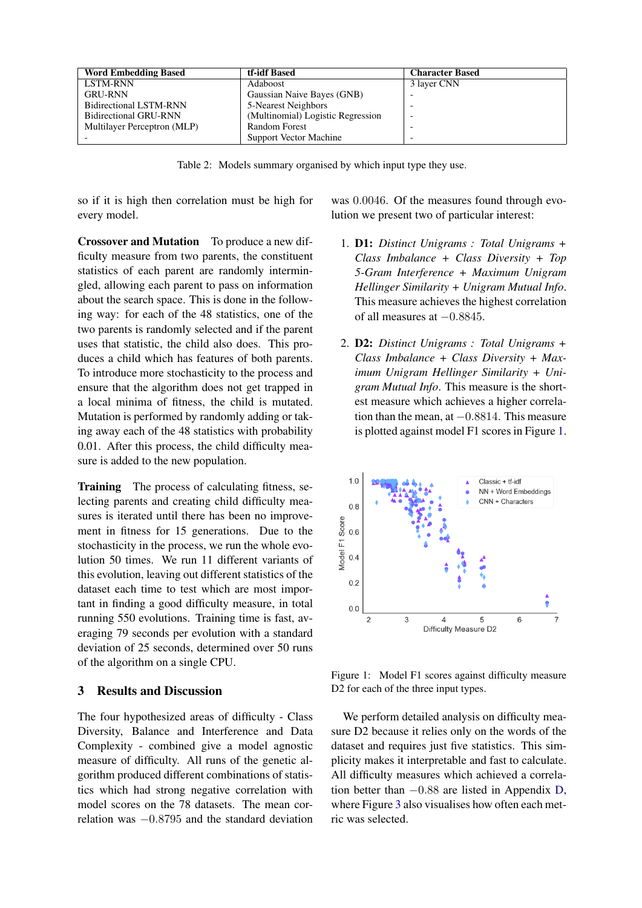| Word Embedding Based | tf-idf Based | Character Based |
|---|---|---|
| LSTM-RNN | Adaboost | 3 layer CNN |
| GRU-RNN | Gaussian Naive Bayes (GNB) | - |
| Bidirectional LSTM-RNN | 5-Nearest Neighbors | - |
| Bidirectional GRU-RNN | (Multinomial) Logistic Regression | - |
| Multilayer Perceptron (MLP) | Random Forest | - |
| - | Support Vector Machine | - |

Table 2: Models summary organised by which input type they use.

so if it is high then correlation must be high for every model.

**Crossover and Mutation** To produce a new difficulty measure from two parents, the constituent statistics of each parent are randomly intermingled, allowing each parent to pass on information about the search space. This is done in the following way: for each of the 48 statistics, one of the two parents is randomly selected and if the parent uses that statistic, the child also does. This produces a child which has features of both parents. To introduce more stochasticity to the process and ensure that the algorithm does not get trapped in a local minima of fitness, the child is mutated. Mutation is performed by randomly adding or taking away each of the 48 statistics with probability 0.01. After this process, the child difficulty measure is added to the new population.

**Training** The process of calculating fitness, selecting parents and creating child difficulty measures is iterated until there has been no improvement in fitness for 15 generations. Due to the stochasticity in the process, we run the whole evolution 50 times. We run 11 different variants of this evolution, leaving out different statistics of the dataset each time to test which are most important in finding a good difficulty measure, in total running 550 evolutions. Training time is fast, averaging 79 seconds per evolution with a standard deviation of 25 seconds, determined over 50 runs of the algorithm on a single CPU.

## 3 Results and Discussion

The four hypothesized areas of difficulty - Class Diversity, Balance and Interference and Data Complexity - combined give a model agnostic measure of difficulty. All runs of the genetic algorithm produced different combinations of statistics which had strong negative correlation with model scores on the 78 datasets. The mean correlation was $-0.8795$ and the standard deviation was $0.0046$. Of the measures found through evolution we present two of particular interest:

1. **D1:** *Distinct Unigrams : Total Unigrams + Class Imbalance + Class Diversity + Top 5-Gram Interference + Maximum Unigram Hellinger Similarity + Unigram Mutual Info*. This measure achieves the highest correlation of all measures at $-0.8845$.

2. **D2:** *Distinct Unigrams : Total Unigrams + Class Imbalance + Class Diversity + Maximum Unigram Hellinger Similarity + Unigram Mutual Info*. This measure is the shortest measure which achieves a higher correlation than the mean, at $-0.8814$. This measure is plotted against model F1 scores in Figure 1.

Figure 1: Model F1 scores against difficulty measure D2 for each of the three input types.

We perform detailed analysis on difficulty measure D2 because it relies only on the words of the dataset and requires just five statistics. This simplicity makes it interpretable and fast to calculate. All difficulty measures which achieved a correlation better than $-0.88$ are listed in Appendix D, where Figure 3 also visualises how often each metric was selected.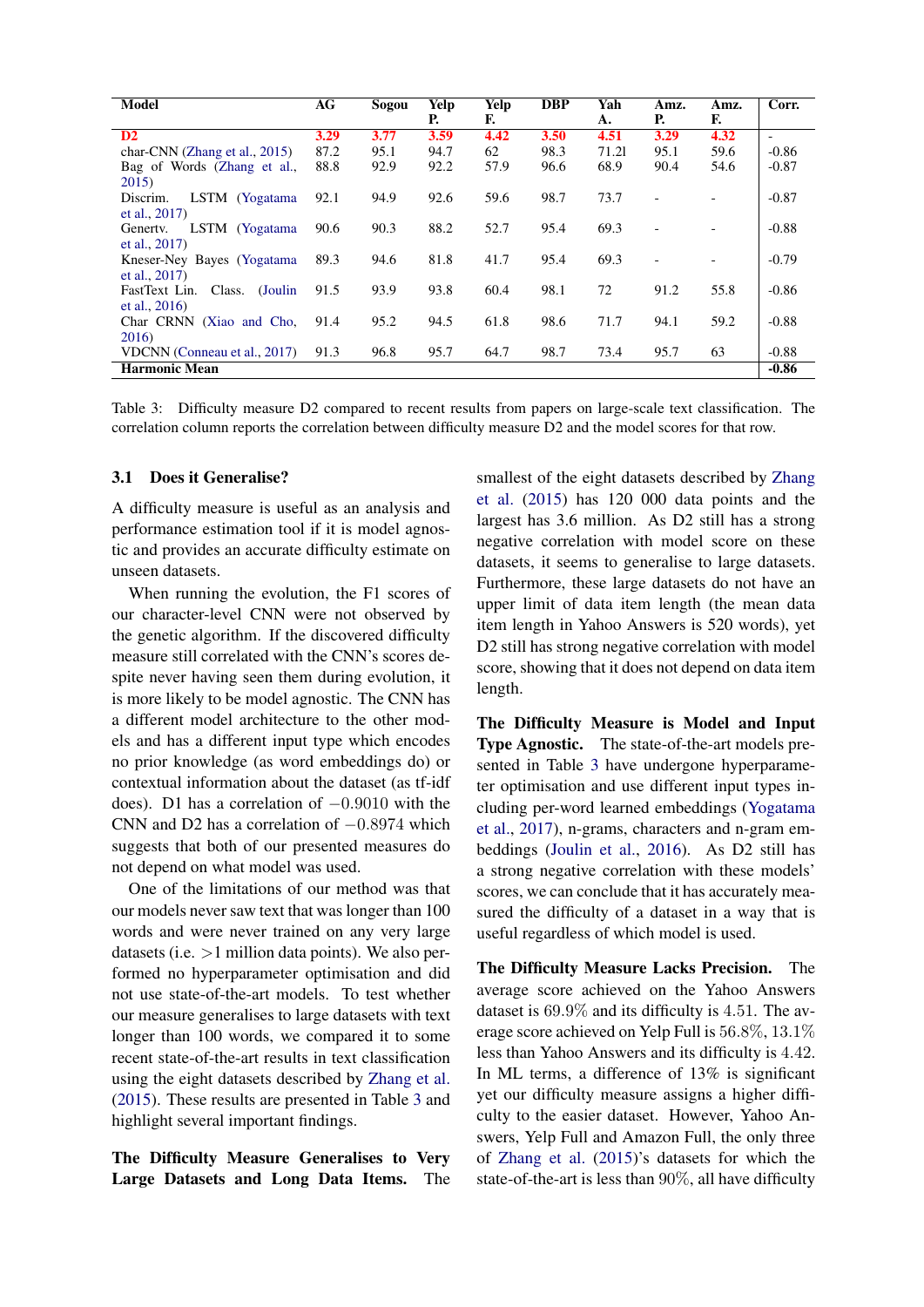| Model | AG | Sogou | Yelp P. | Yelp F. | DBP | Yah A. | Amz. P. | Amz. F. | Corr. |
|---|---|---|---|---|---|---|---|---|---|
| **D2** | **3.29** | **3.77** | **3.59** | **4.42** | **3.50** | **4.51** | **3.29** | **4.32** | - |
| char-CNN (Zhang et al., 2015) | 87.2 | 95.1 | 94.7 | 62 | 98.3 | 71.21 | 95.1 | 59.6 | -0.86 |
| Bag of Words (Zhang et al., 2015) | 88.8 | 92.9 | 92.2 | 57.9 | 96.6 | 68.9 | 90.4 | 54.6 | -0.87 |
| Discrim. LSTM (Yogatama et al., 2017) | 92.1 | 94.9 | 92.6 | 59.6 | 98.7 | 73.7 | - | - | -0.87 |
| Genertv. LSTM (Yogatama et al., 2017) | 90.6 | 90.3 | 88.2 | 52.7 | 95.4 | 69.3 | - | - | -0.88 |
| Kneser-Ney Bayes (Yogatama et al., 2017) | 89.3 | 94.6 | 81.8 | 41.7 | 95.4 | 69.3 | - | - | -0.79 |
| FastText Lin. Class. (Joulin et al., 2016) | 91.5 | 93.9 | 93.8 | 60.4 | 98.1 | 72 | 91.2 | 55.8 | -0.86 |
| Char CRNN (Xiao and Cho, 2016) | 91.4 | 95.2 | 94.5 | 61.8 | 98.6 | 71.7 | 94.1 | 59.2 | -0.88 |
| VDCNN (Conneau et al., 2017) | 91.3 | 96.8 | 95.7 | 64.7 | 98.7 | 73.4 | 95.7 | 63 | -0.88 |
| **Harmonic Mean** | | | | | | | | | **-0.86** |

Table 3: Difficulty measure D2 compared to recent results from papers on large-scale text classification. The correlation column reports the correlation between difficulty measure D2 and the model scores for that row.

### 3.1 Does it Generalise?

A difficulty measure is useful as an analysis and performance estimation tool if it is model agnostic and provides an accurate difficulty estimate on unseen datasets.

When running the evolution, the F1 scores of our character-level CNN were not observed by the genetic algorithm. If the discovered difficulty measure still correlated with the CNN's scores despite never having seen them during evolution, it is more likely to be model agnostic. The CNN has a different model architecture to the other models and has a different input type which encodes no prior knowledge (as word embeddings do) or contextual information about the dataset (as tf-idf does). D1 has a correlation of $-0.9010$ with the CNN and D2 has a correlation of $-0.8974$ which suggests that both of our presented measures do not depend on what model was used.

One of the limitations of our method was that our models never saw text that was longer than 100 words and were never trained on any very large datasets (i.e. $>$1 million data points). We also performed no hyperparameter optimisation and did not use state-of-the-art models. To test whether our measure generalises to large datasets with text longer than 100 words, we compared it to some recent state-of-the-art results in text classification using the eight datasets described by Zhang et al. (2015). These results are presented in Table 3 and highlight several important findings.

**The Difficulty Measure Generalises to Very Large Datasets and Long Data Items.** The smallest of the eight datasets described by Zhang et al. (2015) has 120 000 data points and the largest has 3.6 million. As D2 still has a strong negative correlation with model score on these datasets, it seems to generalise to large datasets. Furthermore, these large datasets do not have an upper limit of data item length (the mean data item length in Yahoo Answers is 520 words), yet D2 still has strong negative correlation with model score, showing that it does not depend on data item length.

**The Difficulty Measure is Model and Input Type Agnostic.** The state-of-the-art models presented in Table 3 have undergone hyperparameter optimisation and use different input types including per-word learned embeddings (Yogatama et al., 2017), n-grams, characters and n-gram embeddings (Joulin et al., 2016). As D2 still has a strong negative correlation with these models' scores, we can conclude that it has accurately measured the difficulty of a dataset in a way that is useful regardless of which model is used.

**The Difficulty Measure Lacks Precision.** The average score achieved on the Yahoo Answers dataset is $69.9\%$ and its difficulty is $4.51$. The average score achieved on Yelp Full is $56.8\%$, $13.1\%$ less than Yahoo Answers and its difficulty is $4.42$. In ML terms, a difference of $13\%$ is significant yet our difficulty measure assigns a higher difficulty to the easier dataset. However, Yahoo Answers, Yelp Full and Amazon Full, the only three of Zhang et al. (2015)'s datasets for which the state-of-the-art is less than $90\%$, all have difficulty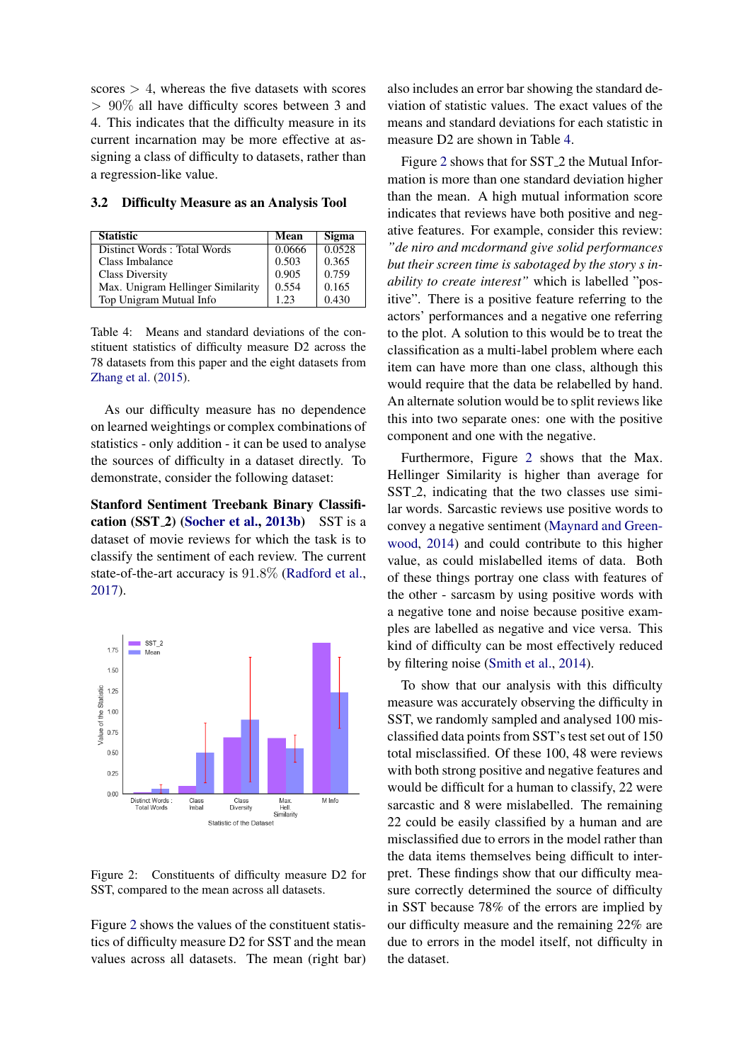scores $> 4$, whereas the five datasets with scores $> 90\%$ all have difficulty scores between 3 and 4. This indicates that the difficulty measure in its current incarnation may be more effective at assigning a class of difficulty to datasets, rather than a regression-like value.

### 3.2 Difficulty Measure as an Analysis Tool

| Statistic | Mean | Sigma |
|---|---|---|
| Distinct Words : Total Words | 0.0666 | 0.0528 |
| Class Imbalance | 0.503 | 0.365 |
| Class Diversity | 0.905 | 0.759 |
| Max. Unigram Hellinger Similarity | 0.554 | 0.165 |
| Top Unigram Mutual Info | 1.23 | 0.430 |

Table 4: Means and standard deviations of the constituent statistics of difficulty measure D2 across the 78 datasets from this paper and the eight datasets from Zhang et al. (2015).

As our difficulty measure has no dependence on learned weightings or complex combinations of statistics - only addition - it can be used to analyse the sources of difficulty in a dataset directly. To demonstrate, consider the following dataset:

**Stanford Sentiment Treebank Binary Classification (SST_2) (Socher et al., 2013b)** SST is a dataset of movie reviews for which the task is to classify the sentiment of each review. The current state-of-the-art accuracy is $91.8\%$ (Radford et al., 2017).

Figure 2: Constituents of difficulty measure D2 for SST, compared to the mean across all datasets.

Figure 2 shows the values of the constituent statistics of difficulty measure D2 for SST and the mean values across all datasets. The mean (right bar) also includes an error bar showing the standard deviation of statistic values. The exact values of the means and standard deviations for each statistic in measure D2 are shown in Table 4.

Figure 2 shows that for SST_2 the Mutual Information is more than one standard deviation higher than the mean. A high mutual information score indicates that reviews have both positive and negative features. For example, consider this review: *"de niro and mcdormand give solid performances but their screen time is sabotaged by the story s inability to create interest"* which is labelled "positive". There is a positive feature referring to the actors' performances and a negative one referring to the plot. A solution to this would be to treat the classification as a multi-label problem where each item can have more than one class, although this would require that the data be relabelled by hand. An alternate solution would be to split reviews like this into two separate ones: one with the positive component and one with the negative.

Furthermore, Figure 2 shows that the Max. Hellinger Similarity is higher than average for SST_2, indicating that the two classes use similar words. Sarcastic reviews use positive words to convey a negative sentiment (Maynard and Greenwood, 2014) and could contribute to this higher value, as could mislabelled items of data. Both of these things portray one class with features of the other - sarcasm by using positive words with a negative tone and noise because positive examples are labelled as negative and vice versa. This kind of difficulty can be most effectively reduced by filtering noise (Smith et al., 2014).

To show that our analysis with this difficulty measure was accurately observing the difficulty in SST, we randomly sampled and analysed 100 misclassified data points from SST's test set out of 150 total misclassified. Of these 100, 48 were reviews with both strong positive and negative features and would be difficult for a human to classify, 22 were sarcastic and 8 were mislabelled. The remaining 22 could be easily classified by a human and are misclassified due to errors in the model rather than the data items themselves being difficult to interpret. These findings show that our difficulty measure correctly determined the source of difficulty in SST because 78% of the errors are implied by our difficulty measure and the remaining 22% are due to errors in the model itself, not difficulty in the dataset.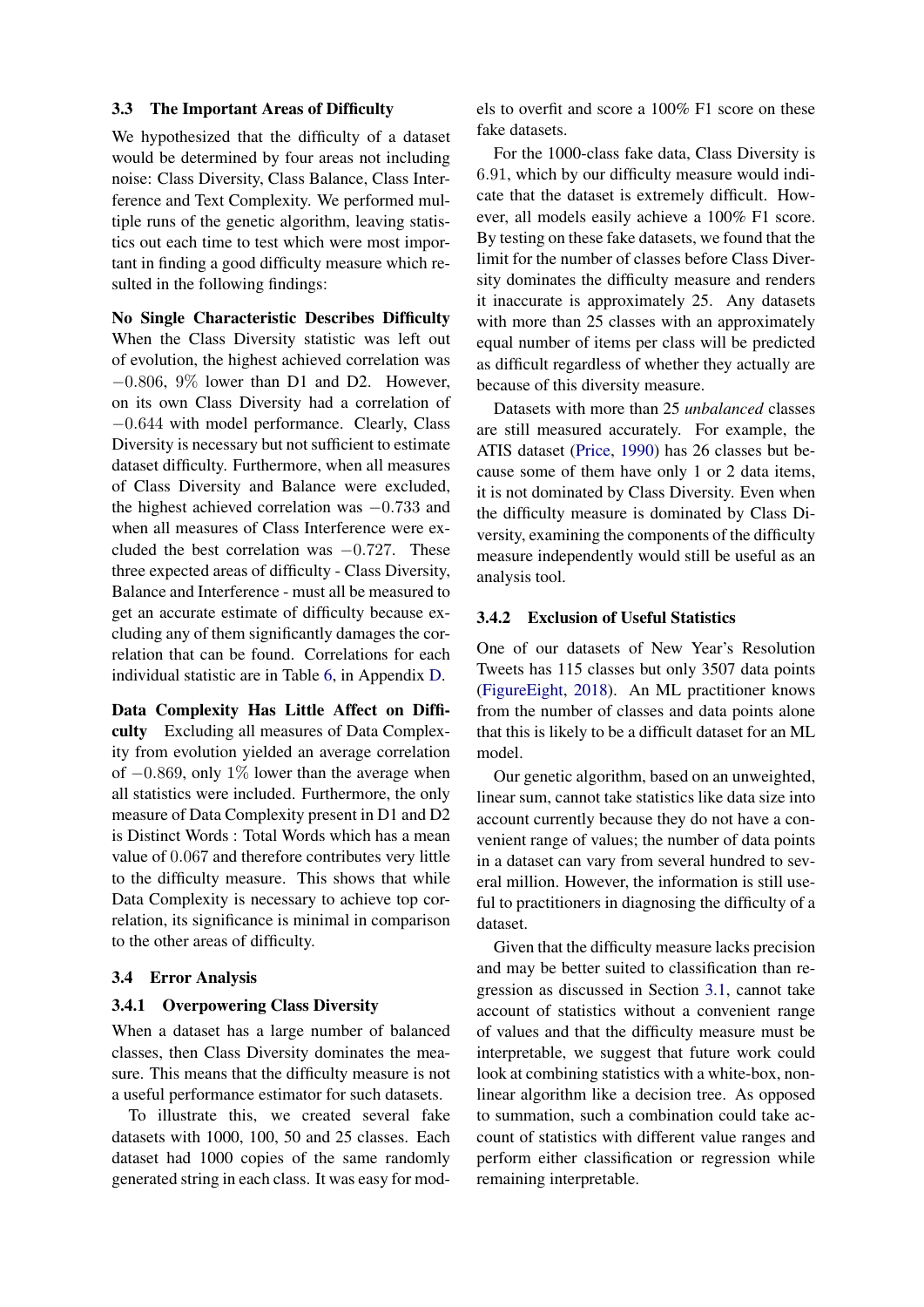### 3.3 The Important Areas of Difficulty

We hypothesized that the difficulty of a dataset would be determined by four areas not including noise: Class Diversity, Class Balance, Class Interference and Text Complexity. We performed multiple runs of the genetic algorithm, leaving statistics out each time to test which were most important in finding a good difficulty measure which resulted in the following findings:

**No Single Characteristic Describes Difficulty** When the Class Diversity statistic was left out of evolution, the highest achieved correlation was $-0.806$, $9\%$ lower than D1 and D2. However, on its own Class Diversity had a correlation of $-0.644$ with model performance. Clearly, Class Diversity is necessary but not sufficient to estimate dataset difficulty. Furthermore, when all measures of Class Diversity and Balance were excluded, the highest achieved correlation was $-0.733$ and when all measures of Class Interference were excluded the best correlation was $-0.727$. These three expected areas of difficulty - Class Diversity, Balance and Interference - must all be measured to get an accurate estimate of difficulty because excluding any of them significantly damages the correlation that can be found. Correlations for each individual statistic are in Table 6, in Appendix D.

**Data Complexity Has Little Affect on Difficulty** Excluding all measures of Data Complexity from evolution yielded an average correlation of $-0.869$, only $1\%$ lower than the average when all statistics were included. Furthermore, the only measure of Data Complexity present in D1 and D2 is Distinct Words : Total Words which has a mean value of $0.067$ and therefore contributes very little to the difficulty measure. This shows that while Data Complexity is necessary to achieve top correlation, its significance is minimal in comparison to the other areas of difficulty.

### 3.4 Error Analysis

#### 3.4.1 Overpowering Class Diversity

When a dataset has a large number of balanced classes, then Class Diversity dominates the measure. This means that the difficulty measure is not a useful performance estimator for such datasets.

To illustrate this, we created several fake datasets with 1000, 100, 50 and 25 classes. Each dataset had 1000 copies of the same randomly generated string in each class. It was easy for models to overfit and score a 100% F1 score on these fake datasets.

For the 1000-class fake data, Class Diversity is $6.91$, which by our difficulty measure would indicate that the dataset is extremely difficult. However, all models easily achieve a 100% F1 score. By testing on these fake datasets, we found that the limit for the number of classes before Class Diversity dominates the difficulty measure and renders it inaccurate is approximately 25. Any datasets with more than 25 classes with an approximately equal number of items per class will be predicted as difficult regardless of whether they actually are because of this diversity measure.

Datasets with more than 25 *unbalanced* classes are still measured accurately. For example, the ATIS dataset (Price, 1990) has 26 classes but because some of them have only 1 or 2 data items, it is not dominated by Class Diversity. Even when the difficulty measure is dominated by Class Diversity, examining the components of the difficulty measure independently would still be useful as an analysis tool.

#### 3.4.2 Exclusion of Useful Statistics

One of our datasets of New Year's Resolution Tweets has 115 classes but only 3507 data points (FigureEight, 2018). An ML practitioner knows from the number of classes and data points alone that this is likely to be a difficult dataset for an ML model.

Our genetic algorithm, based on an unweighted, linear sum, cannot take statistics like data size into account currently because they do not have a convenient range of values; the number of data points in a dataset can vary from several hundred to several million. However, the information is still useful to practitioners in diagnosing the difficulty of a dataset.

Given that the difficulty measure lacks precision and may be better suited to classification than regression as discussed in Section 3.1, cannot take account of statistics without a convenient range of values and that the difficulty measure must be interpretable, we suggest that future work could look at combining statistics with a white-box, non-linear algorithm like a decision tree. As opposed to summation, such a combination could take account of statistics with different value ranges and perform either classification or regression while remaining interpretable.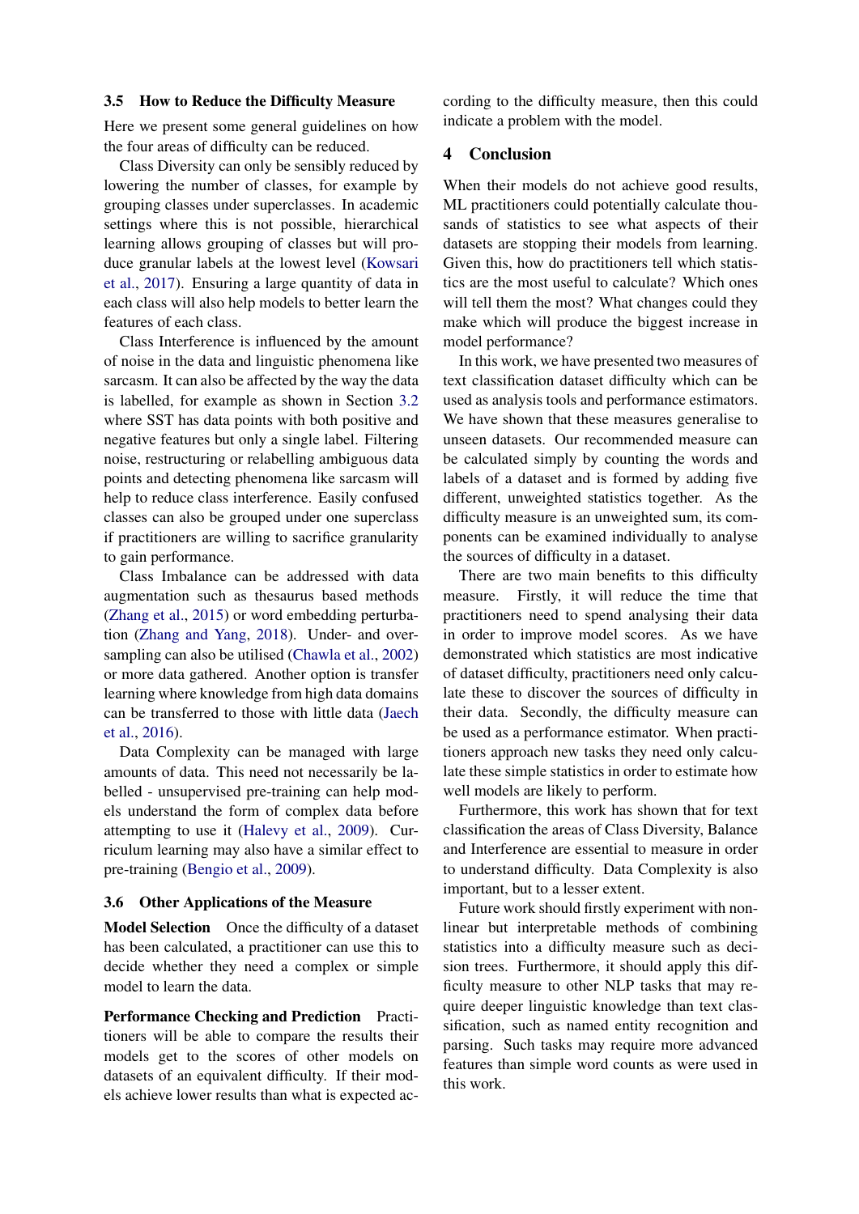### 3.5 How to Reduce the Difficulty Measure

Here we present some general guidelines on how the four areas of difficulty can be reduced.

Class Diversity can only be sensibly reduced by lowering the number of classes, for example by grouping classes under superclasses. In academic settings where this is not possible, hierarchical learning allows grouping of classes but will produce granular labels at the lowest level (Kowsari et al., 2017). Ensuring a large quantity of data in each class will also help models to better learn the features of each class.

Class Interference is influenced by the amount of noise in the data and linguistic phenomena like sarcasm. It can also be affected by the way the data is labelled, for example as shown in Section 3.2 where SST has data points with both positive and negative features but only a single label. Filtering noise, restructuring or relabelling ambiguous data points and detecting phenomena like sarcasm will help to reduce class interference. Easily confused classes can also be grouped under one superclass if practitioners are willing to sacrifice granularity to gain performance.

Class Imbalance can be addressed with data augmentation such as thesaurus based methods (Zhang et al., 2015) or word embedding perturbation (Zhang and Yang, 2018). Under- and oversampling can also be utilised (Chawla et al., 2002) or more data gathered. Another option is transfer learning where knowledge from high data domains can be transferred to those with little data (Jaech et al., 2016).

Data Complexity can be managed with large amounts of data. This need not necessarily be labelled - unsupervised pre-training can help models understand the form of complex data before attempting to use it (Halevy et al., 2009). Curriculum learning may also have a similar effect to pre-training (Bengio et al., 2009).

### 3.6 Other Applications of the Measure

**Model Selection** Once the difficulty of a dataset has been calculated, a practitioner can use this to decide whether they need a complex or simple model to learn the data.

**Performance Checking and Prediction** Practitioners will be able to compare the results their models get to the scores of other models on datasets of an equivalent difficulty. If their models achieve lower results than what is expected according to the difficulty measure, then this could indicate a problem with the model.

## 4 Conclusion

When their models do not achieve good results, ML practitioners could potentially calculate thousands of statistics to see what aspects of their datasets are stopping their models from learning. Given this, how do practitioners tell which statistics are the most useful to calculate? Which ones will tell them the most? What changes could they make which will produce the biggest increase in model performance?

In this work, we have presented two measures of text classification dataset difficulty which can be used as analysis tools and performance estimators. We have shown that these measures generalise to unseen datasets. Our recommended measure can be calculated simply by counting the words and labels of a dataset and is formed by adding five different, unweighted statistics together. As the difficulty measure is an unweighted sum, its components can be examined individually to analyse the sources of difficulty in a dataset.

There are two main benefits to this difficulty measure. Firstly, it will reduce the time that practitioners need to spend analysing their data in order to improve model scores. As we have demonstrated which statistics are most indicative of dataset difficulty, practitioners need only calculate these to discover the sources of difficulty in their data. Secondly, the difficulty measure can be used as a performance estimator. When practitioners approach new tasks they need only calculate these simple statistics in order to estimate how well models are likely to perform.

Furthermore, this work has shown that for text classification the areas of Class Diversity, Balance and Interference are essential to measure in order to understand difficulty. Data Complexity is also important, but to a lesser extent.

Future work should firstly experiment with non-linear but interpretable methods of combining statistics into a difficulty measure such as decision trees. Furthermore, it should apply this difficulty measure to other NLP tasks that may require deeper linguistic knowledge than text classification, such as named entity recognition and parsing. Such tasks may require more advanced features than simple word counts as were used in this work.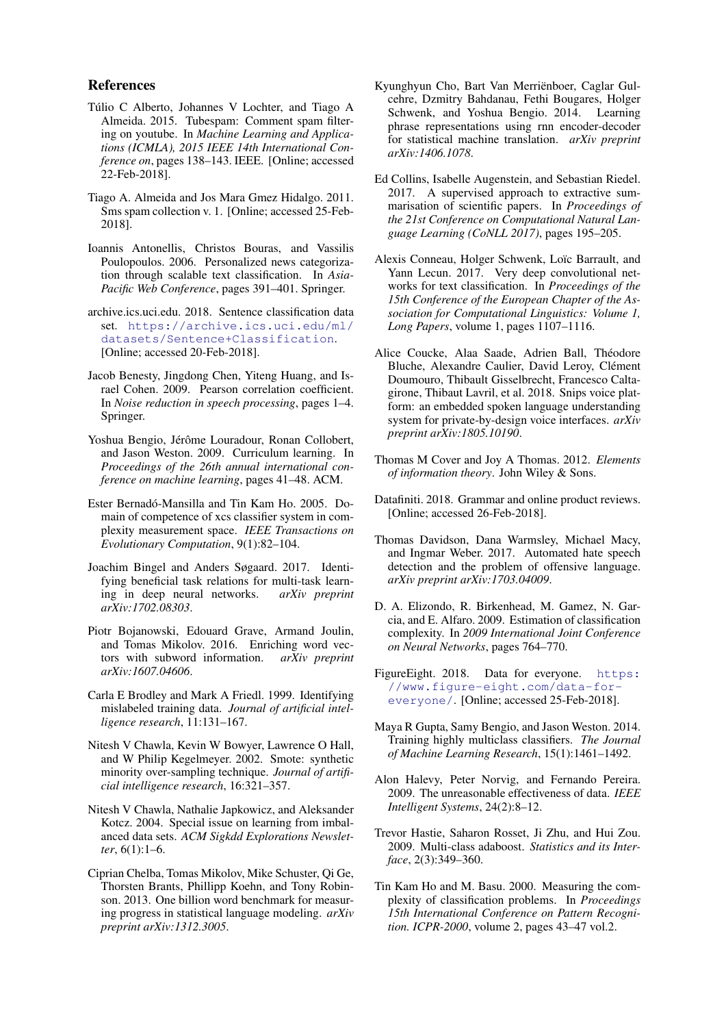## References

Túlio C Alberto, Johannes V Lochter, and Tiago A Almeida. 2015. Tubespam: Comment spam filtering on youtube. In *Machine Learning and Applications (ICMLA), 2015 IEEE 14th International Conference on*, pages 138–143. IEEE. [Online; accessed 22-Feb-2018].

Tiago A. Almeida and Jos Mara Gmez Hidalgo. 2011. Sms spam collection v. 1. [Online; accessed 25-Feb-2018].

Ioannis Antonellis, Christos Bouras, and Vassilis Poulopoulos. 2006. Personalized news categorization through scalable text classification. In *Asia-Pacific Web Conference*, pages 391–401. Springer.

archive.ics.uci.edu. 2018. Sentence classification data set. https://archive.ics.uci.edu/ml/datasets/Sentence+Classification. [Online; accessed 20-Feb-2018].

Jacob Benesty, Jingdong Chen, Yiteng Huang, and Israel Cohen. 2009. Pearson correlation coefficient. In *Noise reduction in speech processing*, pages 1–4. Springer.

Yoshua Bengio, Jérôme Louradour, Ronan Collobert, and Jason Weston. 2009. Curriculum learning. In *Proceedings of the 26th annual international conference on machine learning*, pages 41–48. ACM.

Ester Bernadó-Mansilla and Tin Kam Ho. 2005. Domain of competence of xcs classifier system in complexity measurement space. *IEEE Transactions on Evolutionary Computation*, 9(1):82–104.

Joachim Bingel and Anders Søgaard. 2017. Identifying beneficial task relations for multi-task learning in deep neural networks. *arXiv preprint arXiv:1702.08303*.

Piotr Bojanowski, Edouard Grave, Armand Joulin, and Tomas Mikolov. 2016. Enriching word vectors with subword information. *arXiv preprint arXiv:1607.04606*.

Carla E Brodley and Mark A Friedl. 1999. Identifying mislabeled training data. *Journal of artificial intelligence research*, 11:131–167.

Nitesh V Chawla, Kevin W Bowyer, Lawrence O Hall, and W Philip Kegelmeyer. 2002. Smote: synthetic minority over-sampling technique. *Journal of artificial intelligence research*, 16:321–357.

Nitesh V Chawla, Nathalie Japkowicz, and Aleksander Kotcz. 2004. Special issue on learning from imbalanced data sets. *ACM Sigkdd Explorations Newsletter*, 6(1):1–6.

Ciprian Chelba, Tomas Mikolov, Mike Schuster, Qi Ge, Thorsten Brants, Phillipp Koehn, and Tony Robinson. 2013. One billion word benchmark for measuring progress in statistical language modeling. *arXiv preprint arXiv:1312.3005*.

Kyunghyun Cho, Bart Van Merriënboer, Caglar Gulcehre, Dzmitry Bahdanau, Fethi Bougares, Holger Schwenk, and Yoshua Bengio. 2014. Learning phrase representations using rnn encoder-decoder for statistical machine translation. *arXiv preprint arXiv:1406.1078*.

Ed Collins, Isabelle Augenstein, and Sebastian Riedel. 2017. A supervised approach to extractive summarisation of scientific papers. In *Proceedings of the 21st Conference on Computational Natural Language Learning (CoNLL 2017)*, pages 195–205.

Alexis Conneau, Holger Schwenk, Loïc Barrault, and Yann Lecun. 2017. Very deep convolutional networks for text classification. In *Proceedings of the 15th Conference of the European Chapter of the Association for Computational Linguistics: Volume 1, Long Papers*, volume 1, pages 1107–1116.

Alice Coucke, Alaa Saade, Adrien Ball, Théodore Bluche, Alexandre Caulier, David Leroy, Clément Doumouro, Thibault Gisselbrecht, Francesco Caltagirone, Thibaut Lavril, et al. 2018. Snips voice platform: an embedded spoken language understanding system for private-by-design voice interfaces. *arXiv preprint arXiv:1805.10190*.

Thomas M Cover and Joy A Thomas. 2012. *Elements of information theory*. John Wiley & Sons.

Datafiniti. 2018. Grammar and online product reviews. [Online; accessed 26-Feb-2018].

Thomas Davidson, Dana Warmsley, Michael Macy, and Ingmar Weber. 2017. Automated hate speech detection and the problem of offensive language. *arXiv preprint arXiv:1703.04009*.

D. A. Elizondo, R. Birkenhead, M. Gamez, N. Garcia, and E. Alfaro. 2009. Estimation of classification complexity. In *2009 International Joint Conference on Neural Networks*, pages 764–770.

FigureEight. 2018. Data for everyone. https://www.figure-eight.com/data-for-everyone/. [Online; accessed 25-Feb-2018].

Maya R Gupta, Samy Bengio, and Jason Weston. 2014. Training highly multiclass classifiers. *The Journal of Machine Learning Research*, 15(1):1461–1492.

Alon Halevy, Peter Norvig, and Fernando Pereira. 2009. The unreasonable effectiveness of data. *IEEE Intelligent Systems*, 24(2):8–12.

Trevor Hastie, Saharon Rosset, Ji Zhu, and Hui Zou. 2009. Multi-class adaboost. *Statistics and its Interface*, 2(3):349–360.

Tin Kam Ho and M. Basu. 2000. Measuring the complexity of classification problems. In *Proceedings 15th International Conference on Pattern Recognition. ICPR-2000*, volume 2, pages 43–47 vol.2.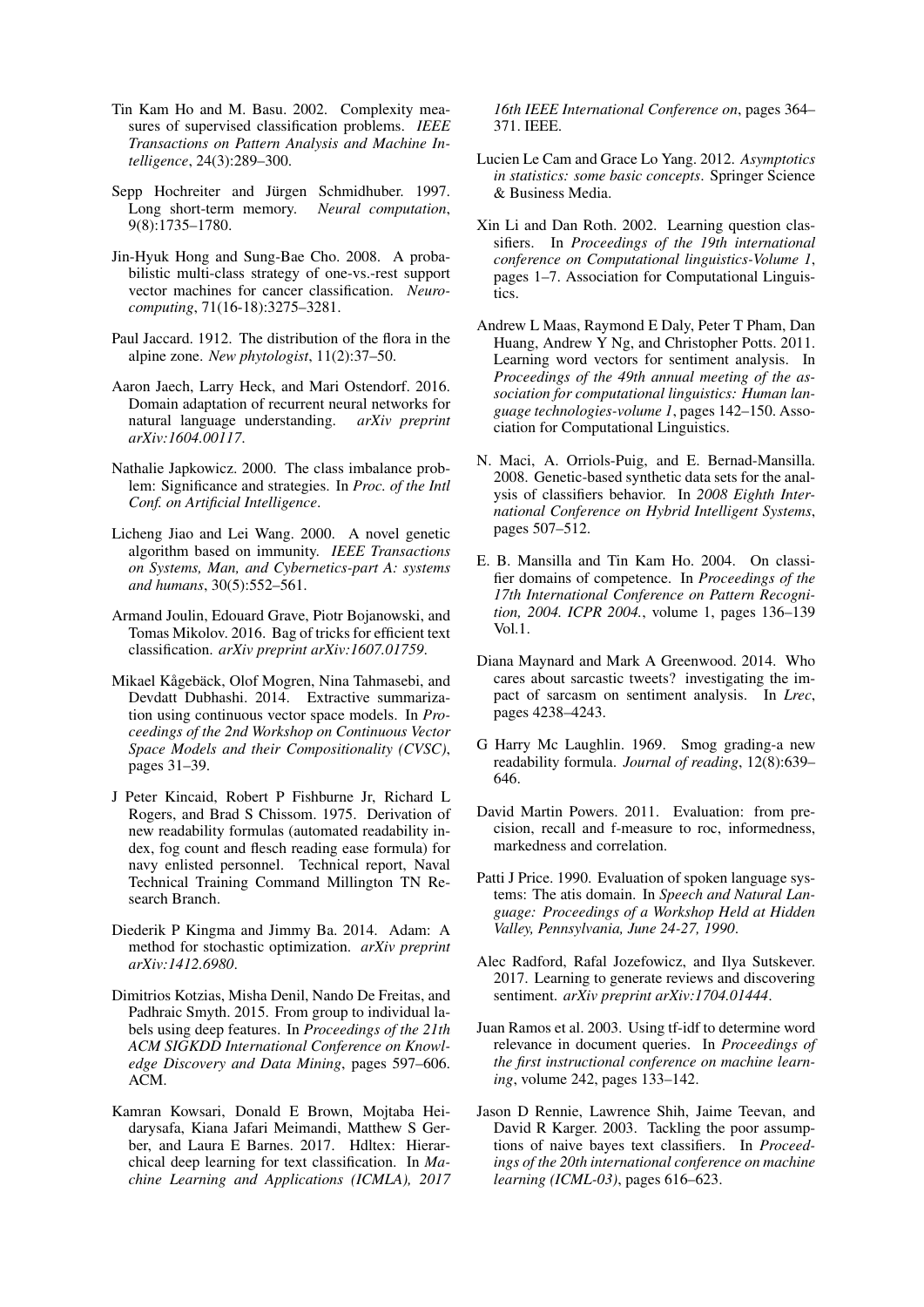Tin Kam Ho and M. Basu. 2002. Complexity measures of supervised classification problems. *IEEE Transactions on Pattern Analysis and Machine Intelligence*, 24(3):289–300.

Sepp Hochreiter and Jürgen Schmidhuber. 1997. Long short-term memory. *Neural computation*, 9(8):1735–1780.

Jin-Hyuk Hong and Sung-Bae Cho. 2008. A probabilistic multi-class strategy of one-vs.-rest support vector machines for cancer classification. *Neurocomputing*, 71(16-18):3275–3281.

Paul Jaccard. 1912. The distribution of the flora in the alpine zone. *New phytologist*, 11(2):37–50.

Aaron Jaech, Larry Heck, and Mari Ostendorf. 2016. Domain adaptation of recurrent neural networks for natural language understanding. *arXiv preprint arXiv:1604.00117*.

Nathalie Japkowicz. 2000. The class imbalance problem: Significance and strategies. In *Proc. of the Intl Conf. on Artificial Intelligence*.

Licheng Jiao and Lei Wang. 2000. A novel genetic algorithm based on immunity. *IEEE Transactions on Systems, Man, and Cybernetics-part A: systems and humans*, 30(5):552–561.

Armand Joulin, Edouard Grave, Piotr Bojanowski, and Tomas Mikolov. 2016. Bag of tricks for efficient text classification. *arXiv preprint arXiv:1607.01759*.

Mikael Kågebäck, Olof Mogren, Nina Tahmasebi, and Devdatt Dubhashi. 2014. Extractive summarization using continuous vector space models. In *Proceedings of the 2nd Workshop on Continuous Vector Space Models and their Compositionality (CVSC)*, pages 31–39.

J Peter Kincaid, Robert P Fishburne Jr, Richard L Rogers, and Brad S Chissom. 1975. Derivation of new readability formulas (automated readability index, fog count and flesch reading ease formula) for navy enlisted personnel. Technical report, Naval Technical Training Command Millington TN Research Branch.

Diederik P Kingma and Jimmy Ba. 2014. Adam: A method for stochastic optimization. *arXiv preprint arXiv:1412.6980*.

Dimitrios Kotzias, Misha Denil, Nando De Freitas, and Padhraic Smyth. 2015. From group to individual labels using deep features. In *Proceedings of the 21th ACM SIGKDD International Conference on Knowledge Discovery and Data Mining*, pages 597–606. ACM.

Kamran Kowsari, Donald E Brown, Mojtaba Heidarysafa, Kiana Jafari Meimandi, Matthew S Gerber, and Laura E Barnes. 2017. Hdltex: Hierarchical deep learning for text classification. In *Machine Learning and Applications (ICMLA), 2017 16th IEEE International Conference on*, pages 364–371. IEEE.

Lucien Le Cam and Grace Lo Yang. 2012. *Asymptotics in statistics: some basic concepts*. Springer Science & Business Media.

Xin Li and Dan Roth. 2002. Learning question classifiers. In *Proceedings of the 19th international conference on Computational linguistics-Volume 1*, pages 1–7. Association for Computational Linguistics.

Andrew L Maas, Raymond E Daly, Peter T Pham, Dan Huang, Andrew Y Ng, and Christopher Potts. 2011. Learning word vectors for sentiment analysis. In *Proceedings of the 49th annual meeting of the association for computational linguistics: Human language technologies-volume 1*, pages 142–150. Association for Computational Linguistics.

N. Maci, A. Orriols-Puig, and E. Bernad-Mansilla. 2008. Genetic-based synthetic data sets for the analysis of classifiers behavior. In *2008 Eighth International Conference on Hybrid Intelligent Systems*, pages 507–512.

E. B. Mansilla and Tin Kam Ho. 2004. On classifier domains of competence. In *Proceedings of the 17th International Conference on Pattern Recognition, 2004. ICPR 2004.*, volume 1, pages 136–139 Vol.1.

Diana Maynard and Mark A Greenwood. 2014. Who cares about sarcastic tweets? investigating the impact of sarcasm on sentiment analysis. In *Lrec*, pages 4238–4243.

G Harry Mc Laughlin. 1969. Smog grading-a new readability formula. *Journal of reading*, 12(8):639–646.

David Martin Powers. 2011. Evaluation: from precision, recall and f-measure to roc, informedness, markedness and correlation.

Patti J Price. 1990. Evaluation of spoken language systems: The atis domain. In *Speech and Natural Language: Proceedings of a Workshop Held at Hidden Valley, Pennsylvania, June 24-27, 1990*.

Alec Radford, Rafal Jozefowicz, and Ilya Sutskever. 2017. Learning to generate reviews and discovering sentiment. *arXiv preprint arXiv:1704.01444*.

Juan Ramos et al. 2003. Using tf-idf to determine word relevance in document queries. In *Proceedings of the first instructional conference on machine learning*, volume 242, pages 133–142.

Jason D Rennie, Lawrence Shih, Jaime Teevan, and David R Karger. 2003. Tackling the poor assumptions of naive bayes text classifiers. In *Proceedings of the 20th international conference on machine learning (ICML-03)*, pages 616–623.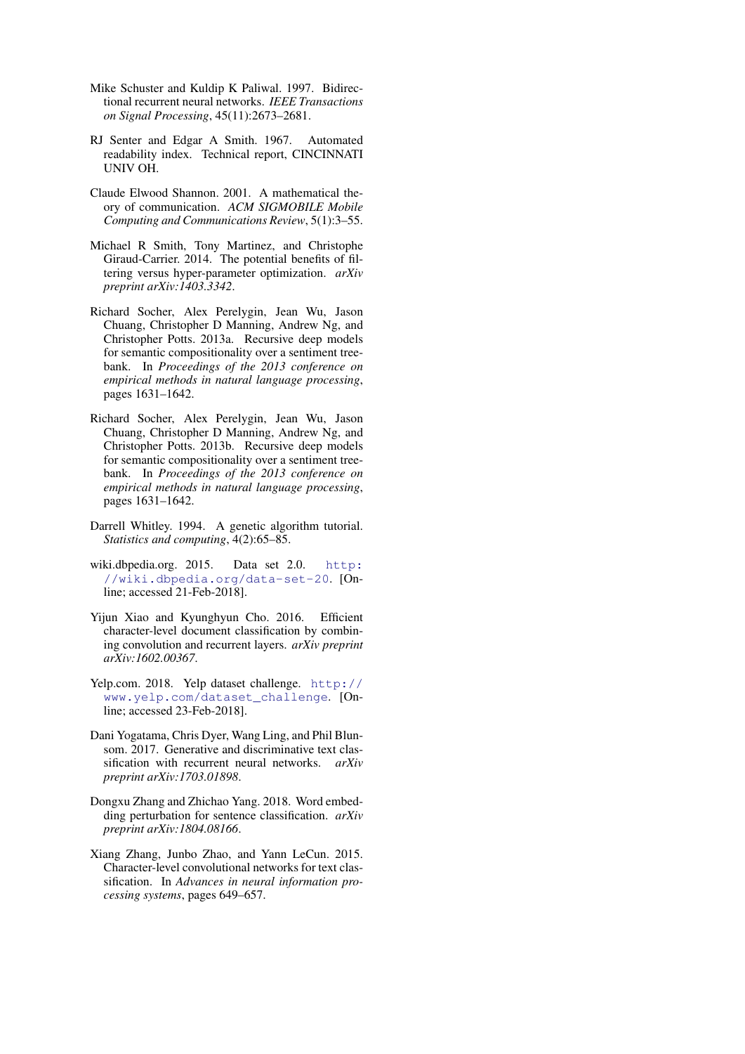Mike Schuster and Kuldip K Paliwal. 1997. Bidirectional recurrent neural networks. *IEEE Transactions on Signal Processing*, 45(11):2673–2681.

RJ Senter and Edgar A Smith. 1967. Automated readability index. Technical report, CINCINNATI UNIV OH.

Claude Elwood Shannon. 2001. A mathematical theory of communication. *ACM SIGMOBILE Mobile Computing and Communications Review*, 5(1):3–55.

Michael R Smith, Tony Martinez, and Christophe Giraud-Carrier. 2014. The potential benefits of filtering versus hyper-parameter optimization. *arXiv preprint arXiv:1403.3342*.

Richard Socher, Alex Perelygin, Jean Wu, Jason Chuang, Christopher D Manning, Andrew Ng, and Christopher Potts. 2013a. Recursive deep models for semantic compositionality over a sentiment treebank. In *Proceedings of the 2013 conference on empirical methods in natural language processing*, pages 1631–1642.

Richard Socher, Alex Perelygin, Jean Wu, Jason Chuang, Christopher D Manning, Andrew Ng, and Christopher Potts. 2013b. Recursive deep models for semantic compositionality over a sentiment treebank. In *Proceedings of the 2013 conference on empirical methods in natural language processing*, pages 1631–1642.

Darrell Whitley. 1994. A genetic algorithm tutorial. *Statistics and computing*, 4(2):65–85.

wiki.dbpedia.org. 2015. Data set 2.0. `http://wiki.dbpedia.org/data-set-20`. [Online; accessed 21-Feb-2018].

Yijun Xiao and Kyunghyun Cho. 2016. Efficient character-level document classification by combining convolution and recurrent layers. *arXiv preprint arXiv:1602.00367*.

Yelp.com. 2018. Yelp dataset challenge. `http://www.yelp.com/dataset_challenge`. [Online; accessed 23-Feb-2018].

Dani Yogatama, Chris Dyer, Wang Ling, and Phil Blunsom. 2017. Generative and discriminative text classification with recurrent neural networks. *arXiv preprint arXiv:1703.01898*.

Dongxu Zhang and Zhichao Yang. 2018. Word embedding perturbation for sentence classification. *arXiv preprint arXiv:1804.08166*.

Xiang Zhang, Junbo Zhao, and Yann LeCun. 2015. Character-level convolutional networks for text classification. In *Advances in neural information processing systems*, pages 649–657.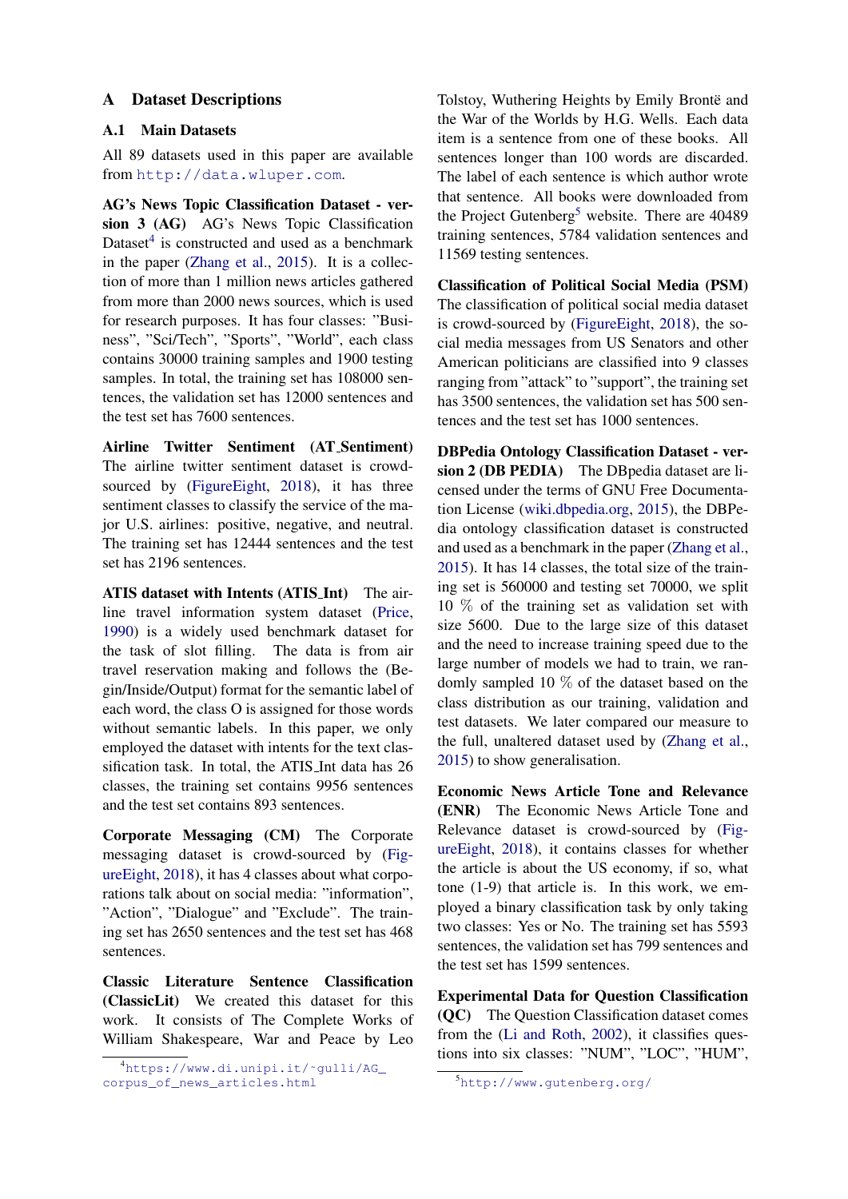# A Dataset Descriptions

## A.1 Main Datasets

All 89 datasets used in this paper are available from http://data.wluper.com.

**AG's News Topic Classification Dataset - version 3 (AG)** AG's News Topic Classification Dataset[4] is constructed and used as a benchmark in the paper (Zhang et al., 2015). It is a collection of more than 1 million news articles gathered from more than 2000 news sources, which is used for research purposes. It has four classes: "Business", "Sci/Tech", "Sports", "World", each class contains 30000 training samples and 1900 testing samples. In total, the training set has 108000 sentences, the validation set has 12000 sentences and the test set has 7600 sentences.

**Airline Twitter Sentiment (AT_Sentiment)** The airline twitter sentiment dataset is crowd-sourced by (FigureEight, 2018), it has three sentiment classes to classify the service of the major U.S. airlines: positive, negative, and neutral. The training set has 12444 sentences and the test set has 2196 sentences.

**ATIS dataset with Intents (ATIS_Int)** The airline travel information system dataset (Price, 1990) is a widely used benchmark dataset for the task of slot filling. The data is from air travel reservation making and follows the (Begin/Inside/Output) format for the semantic label of each word, the class O is assigned for those words without semantic labels. In this paper, we only employed the dataset with intents for the text classification task. In total, the ATIS_Int data has 26 classes, the training set contains 9956 sentences and the test set contains 893 sentences.

**Corporate Messaging (CM)** The Corporate messaging dataset is crowd-sourced by (FigureEight, 2018), it has 4 classes about what corporations talk about on social media: "information", "Action", "Dialogue" and "Exclude". The training set has 2650 sentences and the test set has 468 sentences.

**Classic Literature Sentence Classification (ClassicLit)** We created this dataset for this work. It consists of The Complete Works of William Shakespeare, War and Peace by Leo Tolstoy, Wuthering Heights by Emily Brontë and the War of the Worlds by H.G. Wells. Each data item is a sentence from one of these books. All sentences longer than 100 words are discarded. The label of each sentence is which author wrote that sentence. All books were downloaded from the Project Gutenberg[5] website. There are 40489 training sentences, 5784 validation sentences and 11569 testing sentences.

**Classification of Political Social Media (PSM)** The classification of political social media dataset is crowd-sourced by (FigureEight, 2018), the social media messages from US Senators and other American politicians are classified into 9 classes ranging from "attack" to "support", the training set has 3500 sentences, the validation set has 500 sentences and the test set has 1000 sentences.

**DBPedia Ontology Classification Dataset - version 2 (DB PEDIA)** The DBpedia dataset are licensed under the terms of GNU Free Documentation License (wiki.dbpedia.org, 2015), the DBPedia ontology classification dataset is constructed and used as a benchmark in the paper (Zhang et al., 2015). It has 14 classes, the total size of the training set is 560000 and testing set 70000, we split 10 % of the training set as validation set with size 5600. Due to the large size of this dataset and the need to increase training speed due to the large number of models we had to train, we randomly sampled 10 % of the dataset based on the class distribution as our training, validation and test datasets. We later compared our measure to the full, unaltered dataset used by (Zhang et al., 2015) to show generalisation.

**Economic News Article Tone and Relevance (ENR)** The Economic News Article Tone and Relevance dataset is crowd-sourced by (FigureEight, 2018), it contains classes for whether the article is about the US economy, if so, what tone (1-9) that article is. In this work, we employed a binary classification task by only taking two classes: Yes or No. The training set has 5593 sentences, the validation set has 799 sentences and the test set has 1599 sentences.

**Experimental Data for Question Classification (QC)** The Question Classification dataset comes from the (Li and Roth, 2002), it classifies questions into six classes: "NUM", "LOC", "HUM",

[4] https://www.di.unipi.it/~gulli/AG_corpus_of_news_articles.html

[5] http://www.gutenberg.org/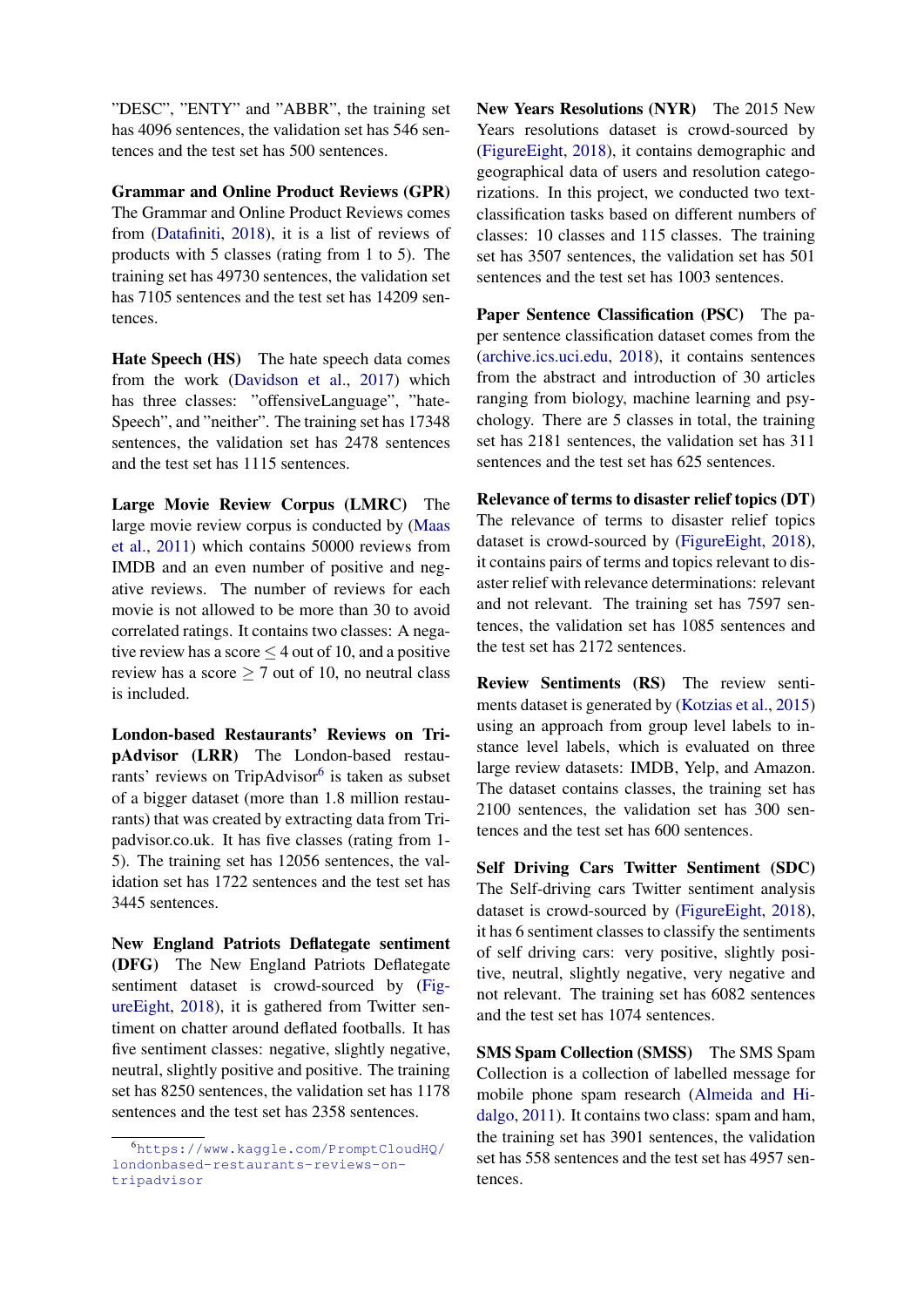"DESC", "ENTY" and "ABBR", the training set has 4096 sentences, the validation set has 546 sentences and the test set has 500 sentences.

**Grammar and Online Product Reviews (GPR)** The Grammar and Online Product Reviews comes from (Datafiniti, 2018), it is a list of reviews of products with 5 classes (rating from 1 to 5). The training set has 49730 sentences, the validation set has 7105 sentences and the test set has 14209 sentences.

**Hate Speech (HS)** The hate speech data comes from the work (Davidson et al., 2017) which has three classes: "offensiveLanguage", "hateSpeech", and "neither". The training set has 17348 sentences, the validation set has 2478 sentences and the test set has 1115 sentences.

**Large Movie Review Corpus (LMRC)** The large movie review corpus is conducted by (Maas et al., 2011) which contains 50000 reviews from IMDB and an even number of positive and negative reviews. The number of reviews for each movie is not allowed to be more than 30 to avoid correlated ratings. It contains two classes: A negative review has a score $\leq 4$ out of 10, and a positive review has a score $\geq 7$ out of 10, no neutral class is included.

**London-based Restaurants' Reviews on TripAdvisor (LRR)** The London-based restaurants' reviews on TripAdvisor[6] is taken as subset of a bigger dataset (more than 1.8 million restaurants) that was created by extracting data from Tripadvisor.co.uk. It has five classes (rating from 1-5). The training set has 12056 sentences, the validation set has 1722 sentences and the test set has 3445 sentences.

**New England Patriots Deflategate sentiment (DFG)** The New England Patriots Deflategate sentiment dataset is crowd-sourced by (FigureEight, 2018), it is gathered from Twitter sentiment on chatter around deflated footballs. It has five sentiment classes: negative, slightly negative, neutral, slightly positive and positive. The training set has 8250 sentences, the validation set has 1178 sentences and the test set has 2358 sentences.

**New Years Resolutions (NYR)** The 2015 New Years resolutions dataset is crowd-sourced by (FigureEight, 2018), it contains demographic and geographical data of users and resolution categorizations. In this project, we conducted two text-classification tasks based on different numbers of classes: 10 classes and 115 classes. The training set has 3507 sentences, the validation set has 501 sentences and the test set has 1003 sentences.

**Paper Sentence Classification (PSC)** The paper sentence classification dataset comes from the (archive.ics.uci.edu, 2018), it contains sentences from the abstract and introduction of 30 articles ranging from biology, machine learning and psychology. There are 5 classes in total, the training set has 2181 sentences, the validation set has 311 sentences and the test set has 625 sentences.

**Relevance of terms to disaster relief topics (DT)** The relevance of terms to disaster relief topics dataset is crowd-sourced by (FigureEight, 2018), it contains pairs of terms and topics relevant to disaster relief with relevance determinations: relevant and not relevant. The training set has 7597 sentences, the validation set has 1085 sentences and the test set has 2172 sentences.

**Review Sentiments (RS)** The review sentiments dataset is generated by (Kotzias et al., 2015) using an approach from group level labels to instance level labels, which is evaluated on three large review datasets: IMDB, Yelp, and Amazon. The dataset contains classes, the training set has 2100 sentences, the validation set has 300 sentences and the test set has 600 sentences.

**Self Driving Cars Twitter Sentiment (SDC)** The Self-driving cars Twitter sentiment analysis dataset is crowd-sourced by (FigureEight, 2018), it has 6 sentiment classes to classify the sentiments of self driving cars: very positive, slightly positive, neutral, slightly negative, very negative and not relevant. The training set has 6082 sentences and the test set has 1074 sentences.

**SMS Spam Collection (SMSS)** The SMS Spam Collection is a collection of labelled message for mobile phone spam research (Almeida and Hidalgo, 2011). It contains two class: spam and ham, the training set has 3901 sentences, the validation set has 558 sentences and the test set has 4957 sentences.

[6] https://www.kaggle.com/PromptCloudHQ/londonbased-restaurants-reviews-on-tripadvisor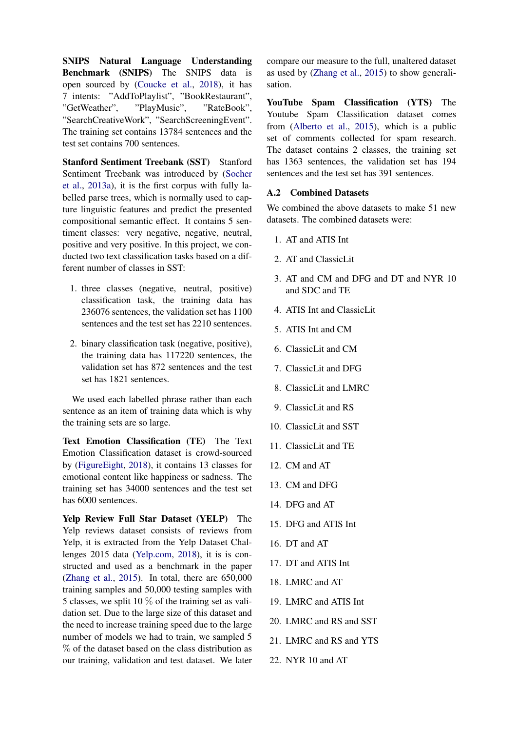**SNIPS Natural Language Understanding Benchmark (SNIPS)** The SNIPS data is open sourced by (Coucke et al., 2018), it has 7 intents: "AddToPlaylist", "BookRestaurant", "GetWeather", "PlayMusic", "RateBook", "SearchCreativeWork", "SearchScreeningEvent". The training set contains 13784 sentences and the test set contains 700 sentences.

**Stanford Sentiment Treebank (SST)** Stanford Sentiment Treebank was introduced by (Socher et al., 2013a), it is the first corpus with fully labelled parse trees, which is normally used to capture linguistic features and predict the presented compositional semantic effect. It contains 5 sentiment classes: very negative, negative, neutral, positive and very positive. In this project, we conducted two text classification tasks based on a different number of classes in SST:

1. three classes (negative, neutral, positive) classification task, the training data has 236076 sentences, the validation set has 1100 sentences and the test set has 2210 sentences.

2. binary classification task (negative, positive), the training data has 117220 sentences, the validation set has 872 sentences and the test set has 1821 sentences.

We used each labelled phrase rather than each sentence as an item of training data which is why the training sets are so large.

**Text Emotion Classification (TE)** The Text Emotion Classification dataset is crowd-sourced by (FigureEight, 2018), it contains 13 classes for emotional content like happiness or sadness. The training set has 34000 sentences and the test set has 6000 sentences.

**Yelp Review Full Star Dataset (YELP)** The Yelp reviews dataset consists of reviews from Yelp, it is extracted from the Yelp Dataset Challenges 2015 data (Yelp.com, 2018), it is is constructed and used as a benchmark in the paper (Zhang et al., 2015). In total, there are 650,000 training samples and 50,000 testing samples with 5 classes, we split 10 % of the training set as validation set. Due to the large size of this dataset and the need to increase training speed due to the large number of models we had to train, we sampled 5 % of the dataset based on the class distribution as our training, validation and test dataset. We later compare our measure to the full, unaltered dataset as used by (Zhang et al., 2015) to show generalisation.

**YouTube Spam Classification (YTS)** The Youtube Spam Classification dataset comes from (Alberto et al., 2015), which is a public set of comments collected for spam research. The dataset contains 2 classes, the training set has 1363 sentences, the validation set has 194 sentences and the test set has 391 sentences.

### A.2 Combined Datasets

We combined the above datasets to make 51 new datasets. The combined datasets were:

1. AT and ATIS Int
2. AT and ClassicLit
3. AT and CM and DFG and DT and NYR 10 and SDC and TE
4. ATIS Int and ClassicLit
5. ATIS Int and CM
6. ClassicLit and CM
7. ClassicLit and DFG
8. ClassicLit and LMRC
9. ClassicLit and RS
10. ClassicLit and SST
11. ClassicLit and TE
12. CM and AT
13. CM and DFG
14. DFG and AT
15. DFG and ATIS Int
16. DT and AT
17. DT and ATIS Int
18. LMRC and AT
19. LMRC and ATIS Int
20. LMRC and RS and SST
21. LMRC and RS and YTS
22. NYR 10 and AT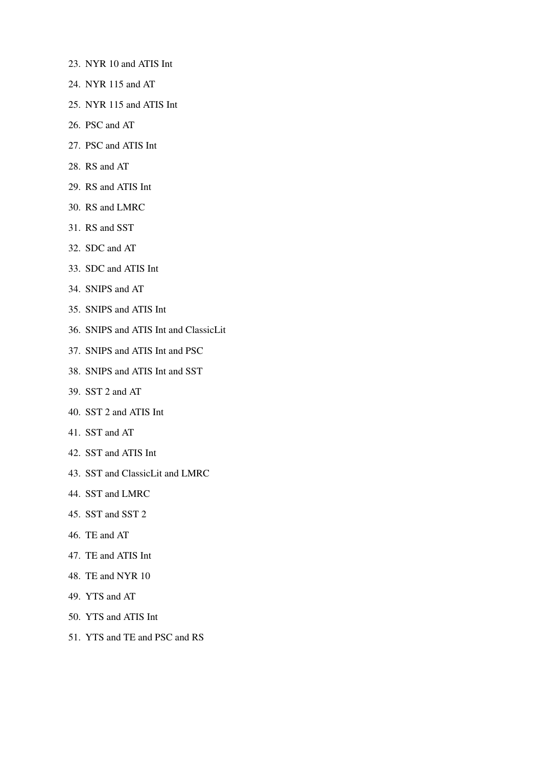23. NYR 10 and ATIS Int
24. NYR 115 and AT
25. NYR 115 and ATIS Int
26. PSC and AT
27. PSC and ATIS Int
28. RS and AT
29. RS and ATIS Int
30. RS and LMRC
31. RS and SST
32. SDC and AT
33. SDC and ATIS Int
34. SNIPS and AT
35. SNIPS and ATIS Int
36. SNIPS and ATIS Int and ClassicLit
37. SNIPS and ATIS Int and PSC
38. SNIPS and ATIS Int and SST
39. SST 2 and AT
40. SST 2 and ATIS Int
41. SST and AT
42. SST and ATIS Int
43. SST and ClassicLit and LMRC
44. SST and LMRC
45. SST and SST 2
46. TE and AT
47. TE and ATIS Int
48. TE and NYR 10
49. YTS and AT
50. YTS and ATIS Int
51. YTS and TE and PSC and RS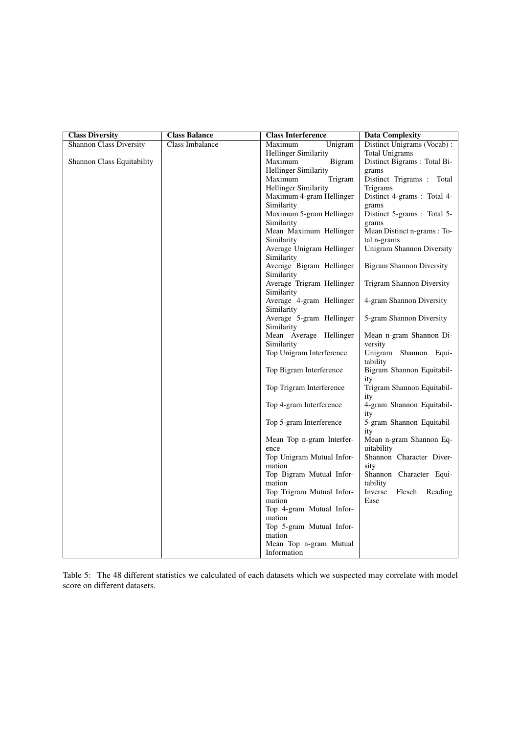| Class Diversity | Class Balance | Class Interference | Data Complexity |
|---|---|---|---|
| Shannon Class Diversity | Class Imbalance | Maximum Unigram Hellinger Similarity | Distinct Unigrams (Vocab) : Total Unigrams |
| Shannon Class Equitability | | Maximum Bigram Hellinger Similarity | Distinct Bigrams : Total Bigrams |
| | | Maximum Trigram Hellinger Similarity | Distinct Trigrams : Total Trigrams |
| | | Maximum 4-gram Hellinger Similarity | Distinct 4-grams : Total 4-grams |
| | | Maximum 5-gram Hellinger Similarity | Distinct 5-grams : Total 5-grams |
| | | Mean Maximum Hellinger Similarity | Mean Distinct n-grams : Total n-grams |
| | | Average Unigram Hellinger Similarity | Unigram Shannon Diversity |
| | | Average Bigram Hellinger Similarity | Bigram Shannon Diversity |
| | | Average Trigram Hellinger Similarity | Trigram Shannon Diversity |
| | | Average 4-gram Hellinger Similarity | 4-gram Shannon Diversity |
| | | Average 5-gram Hellinger Similarity | 5-gram Shannon Diversity |
| | | Mean Average Hellinger Similarity | Mean n-gram Shannon Diversity |
| | | Top Unigram Interference | Unigram Shannon Equitability |
| | | Top Bigram Interference | Bigram Shannon Equitability |
| | | Top Trigram Interference | Trigram Shannon Equitability |
| | | Top 4-gram Interference | 4-gram Shannon Equitability |
| | | Top 5-gram Interference | 5-gram Shannon Equitability |
| | | Mean Top n-gram Interference | Mean n-gram Shannon Equitability |
| | | Top Unigram Mutual Information | Shannon Character Diversity |
| | | Top Bigram Mutual Information | Shannon Character Equitability |
| | | Top Trigram Mutual Information | Inverse Flesch Reading Ease |
| | | Top 4-gram Mutual Information | |
| | | Top 5-gram Mutual Information | |
| | | Mean Top n-gram Mutual Information | |

Table 5: The 48 different statistics we calculated of each datasets which we suspected may correlate with model score on different datasets.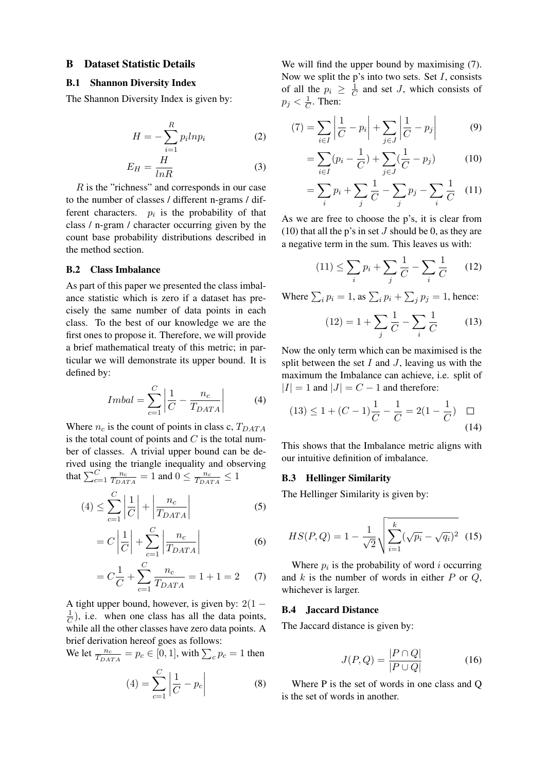## B Dataset Statistic Details

### B.1 Shannon Diversity Index

The Shannon Diversity Index is given by:

$$H = -\sum_{i=1}^{R} p_i ln p_i \tag{2}$$

$$E_H = \frac{H}{lnR} \tag{3}$$

$R$ is the "richness" and corresponds in our case to the number of classes / different n-grams / different characters. $p_i$ is the probability of that class / n-gram / character occurring given by the count base probability distributions described in the method section.

### B.2 Class Imbalance

As part of this paper we presented the class imbalance statistic which is zero if a dataset has precisely the same number of data points in each class. To the best of our knowledge we are the first ones to propose it. Therefore, we will provide a brief mathematical treaty of this metric; in particular we will demonstrate its upper bound. It is defined by:

$$Imbal = \sum_{c=1}^{C} \left| \frac{1}{C} - \frac{n_c}{T_{DATA}} \right| \tag{4}$$

Where $n_c$ is the count of points in class c, $T_{DATA}$ is the total count of points and $C$ is the total number of classes. A trivial upper bound can be derived using the triangle inequality and observing that $\sum_{c=1}^{C} \frac{n_c}{T_{DATA}} = 1$ and $0 \leq \frac{n_c}{T_{DATA}} \leq 1$

$$(4) \leq \sum_{c=1}^{C} \left| \frac{1}{C} \right| + \left| \frac{n_c}{T_{DATA}} \right| \tag{5}$$

$$= C \left| \frac{1}{C} \right| + \sum_{c=1}^{C} \left| \frac{n_c}{T_{DATA}} \right| \tag{6}$$

$$= C\frac{1}{C} + \sum_{c=1}^{C} \frac{n_c}{T_{DATA}} = 1 + 1 = 2 \tag{7}$$

A tight upper bound, however, is given by: $2(1 - \frac{1}{C})$, i.e. when one class has all the data points, while all the other classes have zero data points. A brief derivation hereof goes as follows:

We let $\frac{n_c}{T_{DATA}} = p_c \in [0, 1]$, with $\sum_c p_c = 1$ then

$$(4) = \sum_{c=1}^{C} \left| \frac{1}{C} - p_c \right| \tag{8}$$

We will find the upper bound by maximising (7). Now we split the p's into two sets. Set $I$, consists of all the $p_i \geq \frac{1}{C}$ and set $J$, which consists of $p_j < \frac{1}{C}$. Then:

$$(7) = \sum_{i \in I} \left| \frac{1}{C} - p_i \right| + \sum_{j \in J} \left| \frac{1}{C} - p_j \right| \tag{9}$$

$$= \sum_{i \in I} (p_i - \frac{1}{C}) + \sum_{j \in J} (\frac{1}{C} - p_j) \tag{10}$$

$$= \sum_{i} p_i + \sum_{j} \frac{1}{C} - \sum_{j} p_j - \sum_{i} \frac{1}{C} \tag{11}$$

As we are free to choose the p's, it is clear from (10) that all the p's in set $J$ should be 0, as they are a negative term in the sum. This leaves us with:

$$(11) \leq \sum_{i} p_i + \sum_{j} \frac{1}{C} - \sum_{i} \frac{1}{C} \tag{12}$$

Where $\sum_i p_i = 1$, as $\sum_i p_i + \sum_j p_j = 1$, hence:

$$(12) = 1 + \sum_{j} \frac{1}{C} - \sum_{i} \frac{1}{C} \tag{13}$$

Now the only term which can be maximised is the split between the set $I$ and $J$, leaving us with the maximum the Imbalance can achieve, i.e. split of $|I| = 1$ and $|J| = C - 1$ and therefore:

$$(13) \leq 1 + (C - 1)\frac{1}{C} - \frac{1}{C} = 2(1 - \frac{1}{C}) \quad \square \tag{14}$$

This shows that the Imbalance metric aligns with our intuitive definition of imbalance.

### B.3 Hellinger Similarity

The Hellinger Similarity is given by:

$$HS(P, Q) = 1 - \frac{1}{\sqrt{2}} \sqrt{\sum_{i=1}^{k} (\sqrt{p_i} - \sqrt{q_i})^2} \tag{15}$$

Where $p_i$ is the probability of word $i$ occurring and $k$ is the number of words in either $P$ or $Q$, whichever is larger.

### B.4 Jaccard Distance

The Jaccard distance is given by:

$$J(P, Q) = \frac{|P \cap Q|}{|P \cup Q|} \tag{16}$$

Where P is the set of words in one class and Q is the set of words in another.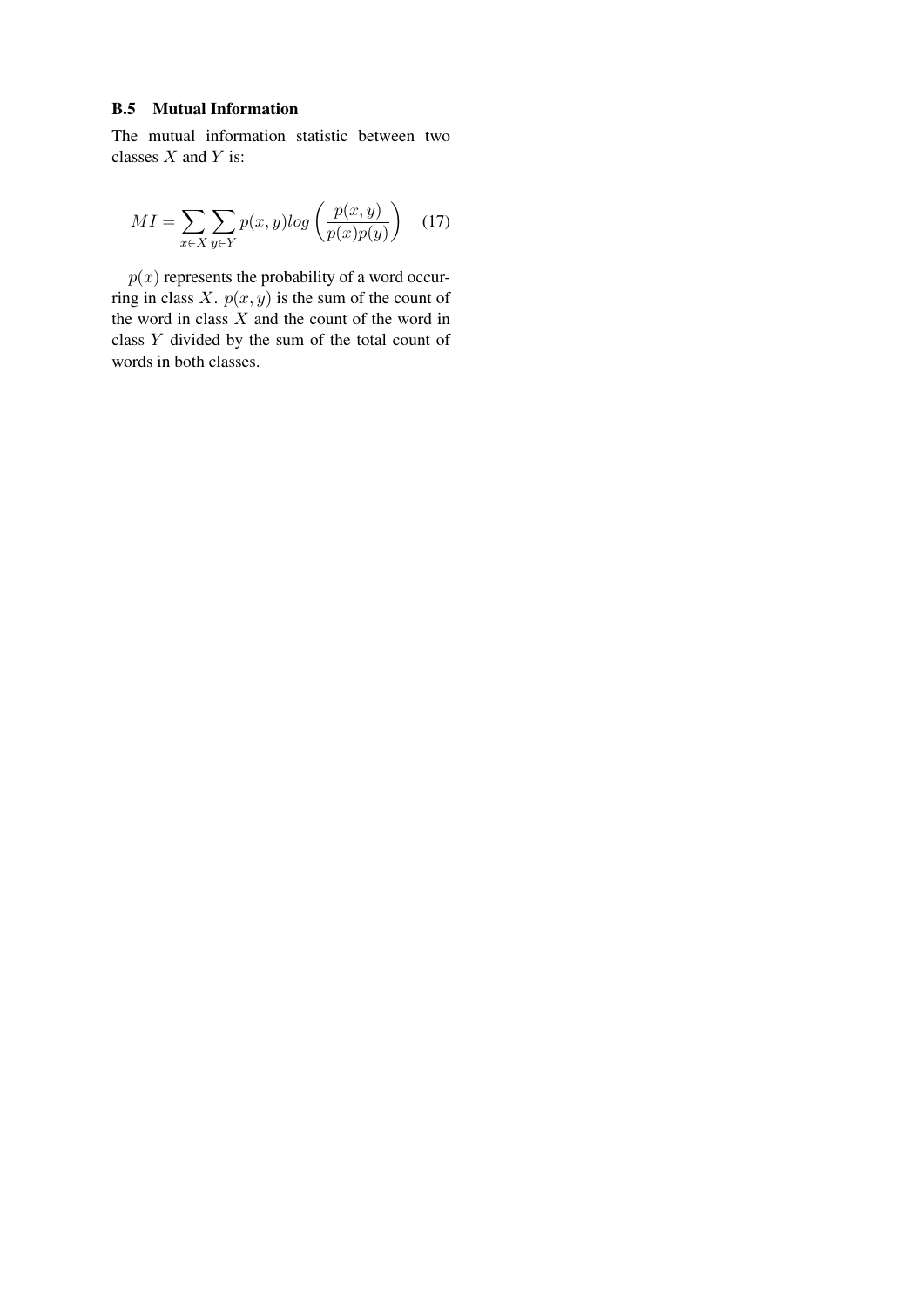### B.5 Mutual Information

The mutual information statistic between two classes $X$ and $Y$ is:

$$MI = \sum_{x \in X} \sum_{y \in Y} p(x,y) log \left( \frac{p(x,y)}{p(x)p(y)} \right) \quad (17)$$

$p(x)$ represents the probability of a word occurring in class $X$. $p(x,y)$ is the sum of the count of the word in class $X$ and the count of the word in class $Y$ divided by the sum of the total count of words in both classes.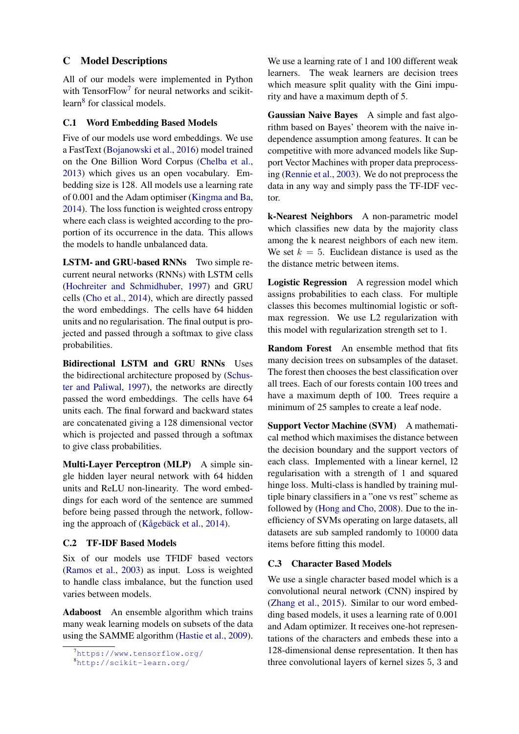## C Model Descriptions

All of our models were implemented in Python with TensorFlow[7] for neural networks and scikit-learn[8] for classical models.

### C.1 Word Embedding Based Models

Five of our models use word embeddings. We use a FastText (Bojanowski et al., 2016) model trained on the One Billion Word Corpus (Chelba et al., 2013) which gives us an open vocabulary. Embedding size is 128. All models use a learning rate of 0.001 and the Adam optimiser (Kingma and Ba, 2014). The loss function is weighted cross entropy where each class is weighted according to the proportion of its occurrence in the data. This allows the models to handle unbalanced data.

**LSTM- and GRU-based RNNs** Two simple recurrent neural networks (RNNs) with LSTM cells (Hochreiter and Schmidhuber, 1997) and GRU cells (Cho et al., 2014), which are directly passed the word embeddings. The cells have 64 hidden units and no regularisation. The final output is projected and passed through a softmax to give class probabilities.

**Bidirectional LSTM and GRU RNNs** Uses the bidirectional architecture proposed by (Schuster and Paliwal, 1997), the networks are directly passed the word embeddings. The cells have 64 units each. The final forward and backward states are concatenated giving a 128 dimensional vector which is projected and passed through a softmax to give class probabilities.

**Multi-Layer Perceptron (MLP)** A simple single hidden layer neural network with 64 hidden units and ReLU non-linearity. The word embeddings for each word of the sentence are summed before being passed through the network, following the approach of (Kågebäck et al., 2014).

### C.2 TF-IDF Based Models

Six of our models use TFIDF based vectors (Ramos et al., 2003) as input. Loss is weighted to handle class imbalance, but the function used varies between models.

**Adaboost** An ensemble algorithm which trains many weak learning models on subsets of the data using the SAMME algorithm (Hastie et al., 2009). We use a learning rate of 1 and 100 different weak learners. The weak learners are decision trees which measure split quality with the Gini impurity and have a maximum depth of 5.

**Gaussian Naive Bayes** A simple and fast algorithm based on Bayes' theorem with the naive independence assumption among features. It can be competitive with more advanced models like Support Vector Machines with proper data preprocessing (Rennie et al., 2003). We do not preprocess the data in any way and simply pass the TF-IDF vector.

**k-Nearest Neighbors** A non-parametric model which classifies new data by the majority class among the k nearest neighbors of each new item. We set $k = 5$. Euclidean distance is used as the the distance metric between items.

**Logistic Regression** A regression model which assigns probabilities to each class. For multiple classes this becomes multinomial logistic or softmax regression. We use L2 regularization with this model with regularization strength set to 1.

**Random Forest** An ensemble method that fits many decision trees on subsamples of the dataset. The forest then chooses the best classification over all trees. Each of our forests contain 100 trees and have a maximum depth of 100. Trees require a minimum of 25 samples to create a leaf node.

**Support Vector Machine (SVM)** A mathematical method which maximises the distance between the decision boundary and the support vectors of each class. Implemented with a linear kernel, l2 regularisation with a strength of 1 and squared hinge loss. Multi-class is handled by training multiple binary classifiers in a "one vs rest" scheme as followed by (Hong and Cho, 2008). Due to the inefficiency of SVMs operating on large datasets, all datasets are sub sampled randomly to 10000 data items before fitting this model.

### C.3 Character Based Models

We use a single character based model which is a convolutional neural network (CNN) inspired by (Zhang et al., 2015). Similar to our word embedding based models, it uses a learning rate of 0.001 and Adam optimizer. It receives one-hot representations of the characters and embeds these into a 128-dimensional dense representation. It then has three convolutional layers of kernel sizes 5, 3 and

[7]https://www.tensorflow.org/
[8]http://scikit-learn.org/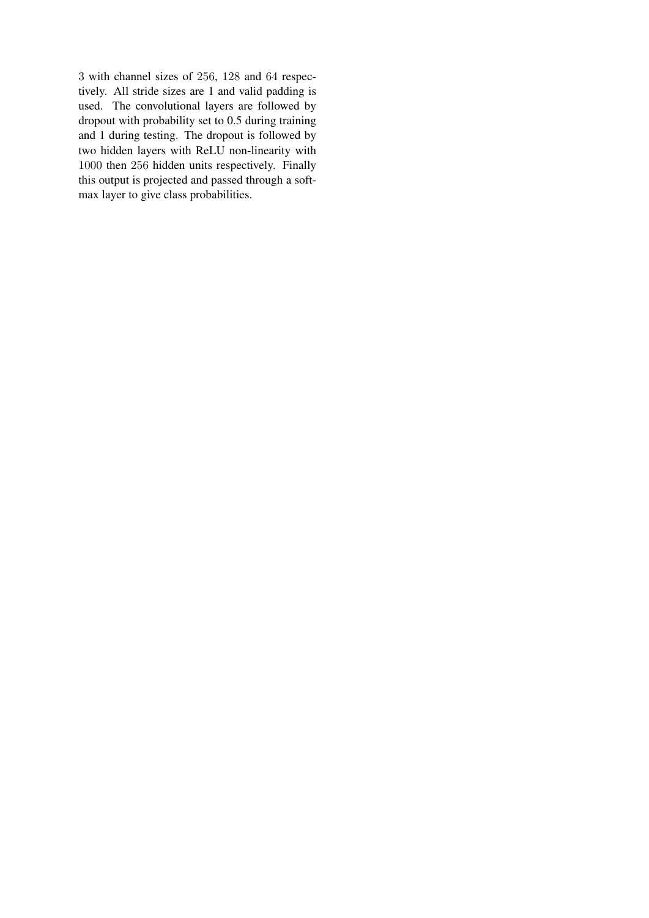3 with channel sizes of 256, 128 and 64 respectively. All stride sizes are 1 and valid padding is used. The convolutional layers are followed by dropout with probability set to 0.5 during training and 1 during testing. The dropout is followed by two hidden layers with ReLU non-linearity with 1000 then 256 hidden units respectively. Finally this output is projected and passed through a softmax layer to give class probabilities.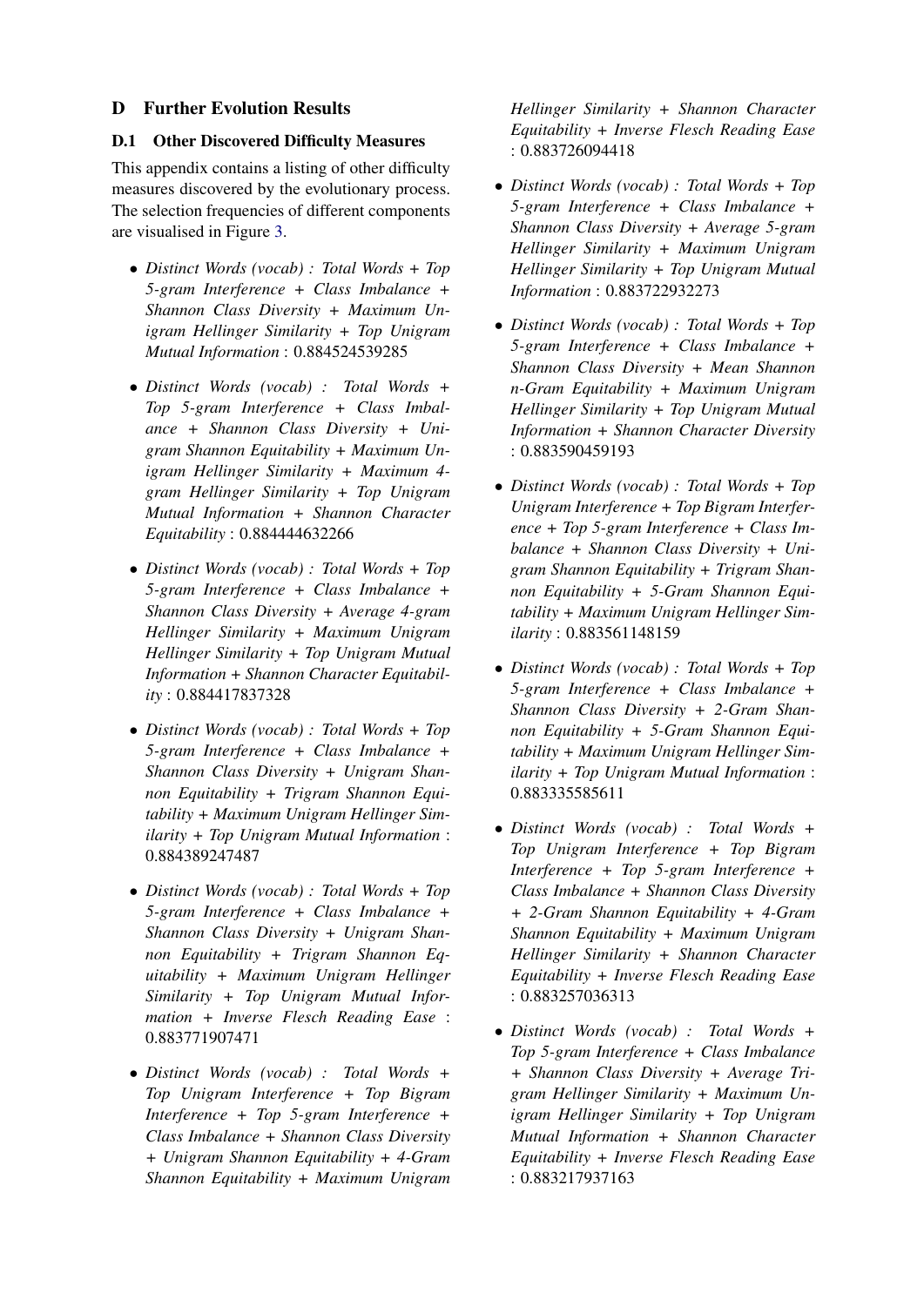## D Further Evolution Results

### D.1 Other Discovered Difficulty Measures

This appendix contains a listing of other difficulty measures discovered by the evolutionary process. The selection frequencies of different components are visualised in Figure 3.

- *Distinct Words (vocab) : Total Words + Top 5-gram Interference + Class Imbalance + Shannon Class Diversity + Maximum Unigram Hellinger Similarity + Top Unigram Mutual Information* : 0.884524539285
- *Distinct Words (vocab) : Total Words + Top 5-gram Interference + Class Imbalance + Shannon Class Diversity + Unigram Shannon Equitability + Maximum Unigram Hellinger Similarity + Maximum 4-gram Hellinger Similarity + Top Unigram Mutual Information + Shannon Character Equitability* : 0.884444632266
- *Distinct Words (vocab) : Total Words + Top 5-gram Interference + Class Imbalance + Shannon Class Diversity + Average 4-gram Hellinger Similarity + Maximum Unigram Hellinger Similarity + Top Unigram Mutual Information + Shannon Character Equitability* : 0.884417837328
- *Distinct Words (vocab) : Total Words + Top 5-gram Interference + Class Imbalance + Shannon Class Diversity + Unigram Shannon Equitability + Trigram Shannon Equitability + Maximum Unigram Hellinger Similarity + Top Unigram Mutual Information* : 0.884389247487
- *Distinct Words (vocab) : Total Words + Top 5-gram Interference + Class Imbalance + Shannon Class Diversity + Unigram Shannon Equitability + Trigram Shannon Equitability + Maximum Unigram Hellinger Similarity + Top Unigram Mutual Information + Inverse Flesch Reading Ease* : 0.883771907471
- *Distinct Words (vocab) : Total Words + Top Unigram Interference + Top Bigram Interference + Top 5-gram Interference + Class Imbalance + Shannon Class Diversity + Unigram Shannon Equitability + 4-Gram Shannon Equitability + Maximum Unigram Hellinger Similarity + Shannon Character Equitability + Inverse Flesch Reading Ease* : 0.883726094418
- *Distinct Words (vocab) : Total Words + Top 5-gram Interference + Class Imbalance + Shannon Class Diversity + Average 5-gram Hellinger Similarity + Maximum Unigram Hellinger Similarity + Top Unigram Mutual Information* : 0.883722932273
- *Distinct Words (vocab) : Total Words + Top 5-gram Interference + Class Imbalance + Shannon Class Diversity + Mean Shannon n-Gram Equitability + Maximum Unigram Hellinger Similarity + Top Unigram Mutual Information + Shannon Character Diversity* : 0.883590459193
- *Distinct Words (vocab) : Total Words + Top Unigram Interference + Top Bigram Interference + Top 5-gram Interference + Class Imbalance + Shannon Class Diversity + Unigram Shannon Equitability + Trigram Shannon Equitability + 5-Gram Shannon Equitability + Maximum Unigram Hellinger Similarity* : 0.883561148159
- *Distinct Words (vocab) : Total Words + Top 5-gram Interference + Class Imbalance + Shannon Class Diversity + 2-Gram Shannon Equitability + 5-Gram Shannon Equitability + Maximum Unigram Hellinger Similarity + Top Unigram Mutual Information* : 0.883335585611
- *Distinct Words (vocab) : Total Words + Top Unigram Interference + Top Bigram Interference + Top 5-gram Interference + Class Imbalance + Shannon Class Diversity + 2-Gram Shannon Equitability + 4-Gram Shannon Equitability + Maximum Unigram Hellinger Similarity + Shannon Character Equitability + Inverse Flesch Reading Ease* : 0.883257036313
- *Distinct Words (vocab) : Total Words + Top 5-gram Interference + Class Imbalance + Shannon Class Diversity + Average Trigram Hellinger Similarity + Maximum Unigram Hellinger Similarity + Top Unigram Mutual Information + Shannon Character Equitability + Inverse Flesch Reading Ease* : 0.883217937163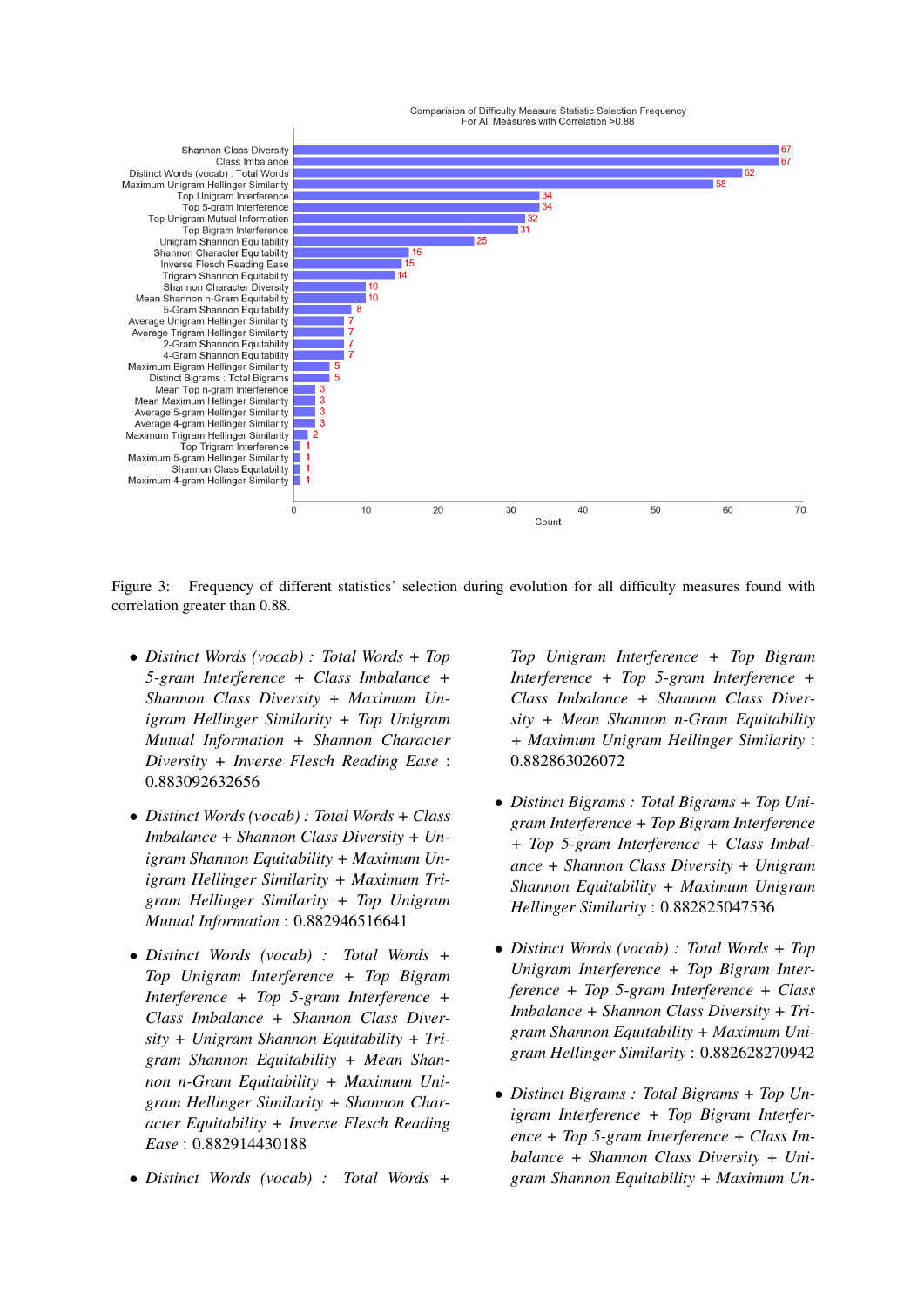Comparision of Difficulty Measure Statistic Selection Frequency
For All Measures with Correlation >0.88

| Statistic | Count |
|---|---|
| Shannon Class Diversity | 67 |
| Class Imbalance | 67 |
| Distinct Words (vocab) : Total Words | 62 |
| Maximum Unigram Hellinger Similarity | 58 |
| Top Unigram Interference | 34 |
| Top 5-gram Interference | 34 |
| Top Unigram Mutual Information | 32 |
| Top Bigram Interference | 31 |
| Unigram Shannon Equitability | 25 |
| Shannon Character Equitability | 16 |
| Inverse Flesch Reading Ease | 15 |
| Trigram Shannon Equitability | 14 |
| Shannon Character Diversity | 10 |
| Mean Shannon n-Gram Equitability | 10 |
| 5-Gram Shannon Equitability | 8 |
| Average Unigram Hellinger Similarity | 7 |
| Average Trigram Hellinger Similarity | 7 |
| 2-Gram Shannon Equitability | 7 |
| 4-Gram Shannon Equitability | 7 |
| Maximum Bigram Hellinger Similarity | 5 |
| Distinct Bigrams : Total Bigrams | 5 |
| Mean Top n-gram Interference | 3 |
| Mean Maximum Hellinger Similarity | 3 |
| Average 5-gram Hellinger Similarity | 3 |
| Average 4-gram Hellinger Similarity | 3 |
| Maximum Trigram Hellinger Similarity | 2 |
| Top Trigram Interference | 1 |
| Maximum 5-gram Hellinger Similarity | 1 |
| Shannon Class Equitability | 1 |
| Maximum 4-gram Hellinger Similarity | 1 |

Figure 3: Frequency of different statistics' selection during evolution for all difficulty measures found with correlation greater than 0.88.

- *Distinct Words (vocab) : Total Words + Top 5-gram Interference + Class Imbalance + Shannon Class Diversity + Maximum Unigram Hellinger Similarity + Top Unigram Mutual Information + Shannon Character Diversity + Inverse Flesch Reading Ease* : 0.883092632656

- *Distinct Words (vocab) : Total Words + Class Imbalance + Shannon Class Diversity + Unigram Shannon Equitability + Maximum Unigram Hellinger Similarity + Maximum Trigram Hellinger Similarity + Top Unigram Mutual Information* : 0.882946516641

- *Distinct Words (vocab) : Total Words + Top Unigram Interference + Top Bigram Interference + Top 5-gram Interference + Class Imbalance + Shannon Class Diversity + Unigram Shannon Equitability + Trigram Shannon Equitability + Mean Shannon n-Gram Equitability + Maximum Unigram Hellinger Similarity + Shannon Character Equitability + Inverse Flesch Reading Ease* : 0.882914430188

- *Distinct Words (vocab) : Total Words + Top Unigram Interference + Top Bigram Interference + Top 5-gram Interference + Class Imbalance + Shannon Class Diversity + Mean Shannon n-Gram Equitability + Maximum Unigram Hellinger Similarity* : 0.882863026072

- *Distinct Bigrams : Total Bigrams + Top Unigram Interference + Top Bigram Interference + Top 5-gram Interference + Class Imbalance + Shannon Class Diversity + Unigram Shannon Equitability + Maximum Unigram Hellinger Similarity* : 0.882825047536

- *Distinct Words (vocab) : Total Words + Top Unigram Interference + Top Bigram Interference + Top 5-gram Interference + Class Imbalance + Shannon Class Diversity + Trigram Shannon Equitability + Maximum Unigram Hellinger Similarity* : 0.882628270942

- *Distinct Bigrams : Total Bigrams + Top Unigram Interference + Top Bigram Interference + Top 5-gram Interference + Class Imbalance + Shannon Class Diversity + Unigram Shannon Equitability + Maximum Un-*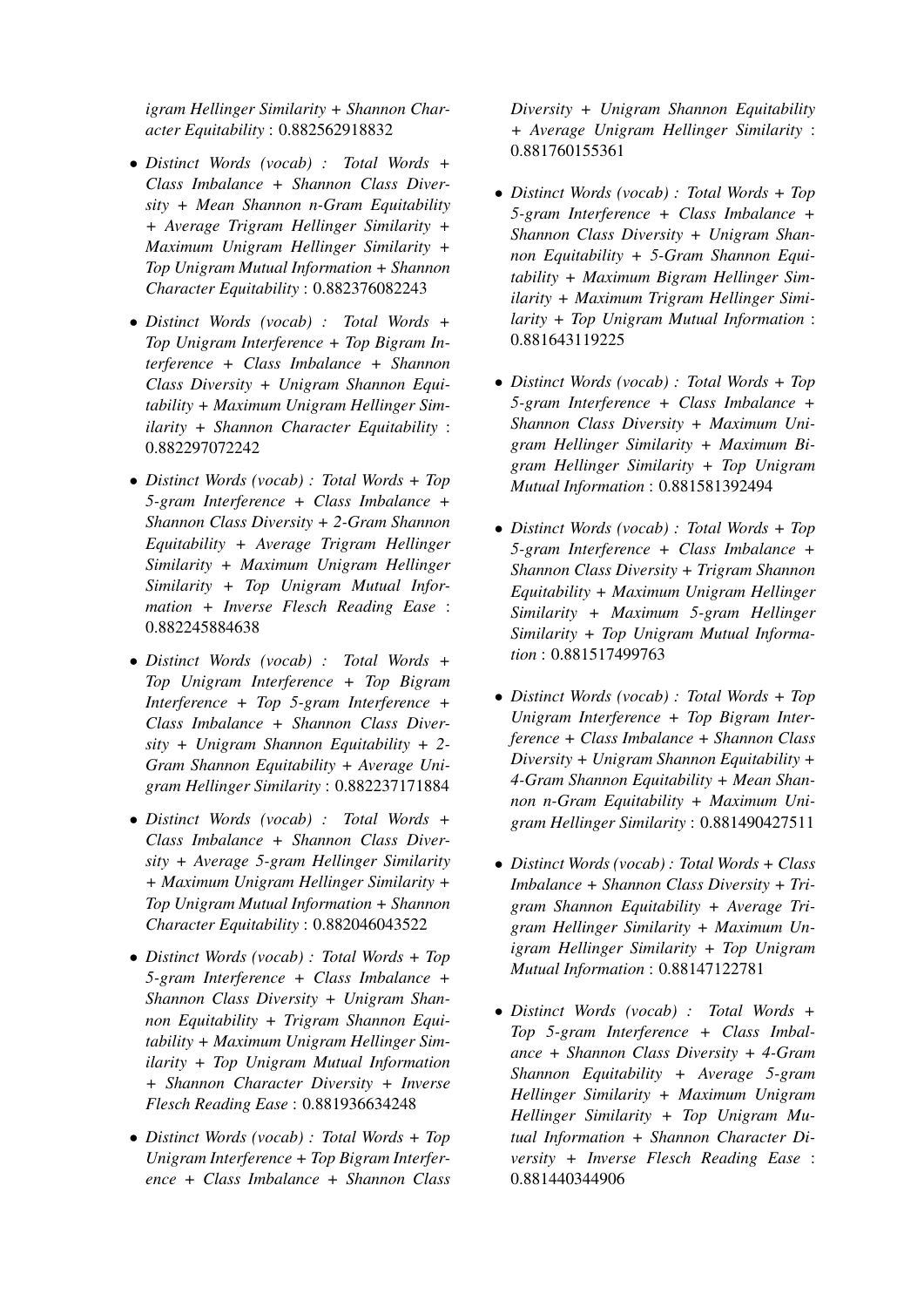*igram Hellinger Similarity + Shannon Character Equitability* : 0.882562918832

- *Distinct Words (vocab) : Total Words + Class Imbalance + Shannon Class Diversity + Mean Shannon n-Gram Equitability + Average Trigram Hellinger Similarity + Maximum Unigram Hellinger Similarity + Top Unigram Mutual Information + Shannon Character Equitability* : 0.882376082243

- *Distinct Words (vocab) : Total Words + Top Unigram Interference + Top Bigram Interference + Class Imbalance + Shannon Class Diversity + Unigram Shannon Equitability + Maximum Unigram Hellinger Similarity + Shannon Character Equitability* : 0.882297072242

- *Distinct Words (vocab) : Total Words + Top 5-gram Interference + Class Imbalance + Shannon Class Diversity + 2-Gram Shannon Equitability + Average Trigram Hellinger Similarity + Maximum Unigram Hellinger Similarity + Top Unigram Mutual Information + Inverse Flesch Reading Ease* : 0.882245884638

- *Distinct Words (vocab) : Total Words + Top Unigram Interference + Top Bigram Interference + Top 5-gram Interference + Class Imbalance + Shannon Class Diversity + Unigram Shannon Equitability + 2-Gram Shannon Equitability + Average Unigram Hellinger Similarity* : 0.882237171884

- *Distinct Words (vocab) : Total Words + Class Imbalance + Shannon Class Diversity + Average 5-gram Hellinger Similarity + Maximum Unigram Hellinger Similarity + Top Unigram Mutual Information + Shannon Character Equitability* : 0.882046043522

- *Distinct Words (vocab) : Total Words + Top 5-gram Interference + Class Imbalance + Shannon Class Diversity + Unigram Shannon Equitability + Trigram Shannon Equitability + Maximum Unigram Hellinger Similarity + Top Unigram Mutual Information + Shannon Character Diversity + Inverse Flesch Reading Ease* : 0.881936634248

- *Distinct Words (vocab) : Total Words + Top Unigram Interference + Top Bigram Interference + Class Imbalance + Shannon Class Diversity + Unigram Shannon Equitability + Average Unigram Hellinger Similarity* : 0.881760155361

- *Distinct Words (vocab) : Total Words + Top 5-gram Interference + Class Imbalance + Shannon Class Diversity + Unigram Shannon Equitability + 5-Gram Shannon Equitability + Maximum Bigram Hellinger Similarity + Maximum Trigram Hellinger Similarity + Top Unigram Mutual Information* : 0.881643119225

- *Distinct Words (vocab) : Total Words + Top 5-gram Interference + Class Imbalance + Shannon Class Diversity + Maximum Unigram Hellinger Similarity + Maximum Bigram Hellinger Similarity + Top Unigram Mutual Information* : 0.881581392494

- *Distinct Words (vocab) : Total Words + Top 5-gram Interference + Class Imbalance + Shannon Class Diversity + Trigram Shannon Equitability + Maximum Unigram Hellinger Similarity + Maximum 5-gram Hellinger Similarity + Top Unigram Mutual Information* : 0.881517499763

- *Distinct Words (vocab) : Total Words + Top Unigram Interference + Top Bigram Interference + Class Imbalance + Shannon Class Diversity + Unigram Shannon Equitability + 4-Gram Shannon Equitability + Mean Shannon n-Gram Equitability + Maximum Unigram Hellinger Similarity* : 0.881490427511

- *Distinct Words (vocab) : Total Words + Class Imbalance + Shannon Class Diversity + Trigram Shannon Equitability + Average Trigram Hellinger Similarity + Maximum Unigram Hellinger Similarity + Top Unigram Mutual Information* : 0.88147122781

- *Distinct Words (vocab) : Total Words + Top 5-gram Interference + Class Imbalance + Shannon Class Diversity + 4-Gram Shannon Equitability + Average 5-gram Hellinger Similarity + Maximum Unigram Hellinger Similarity + Top Unigram Mutual Information + Shannon Character Diversity + Inverse Flesch Reading Ease* : 0.881440344906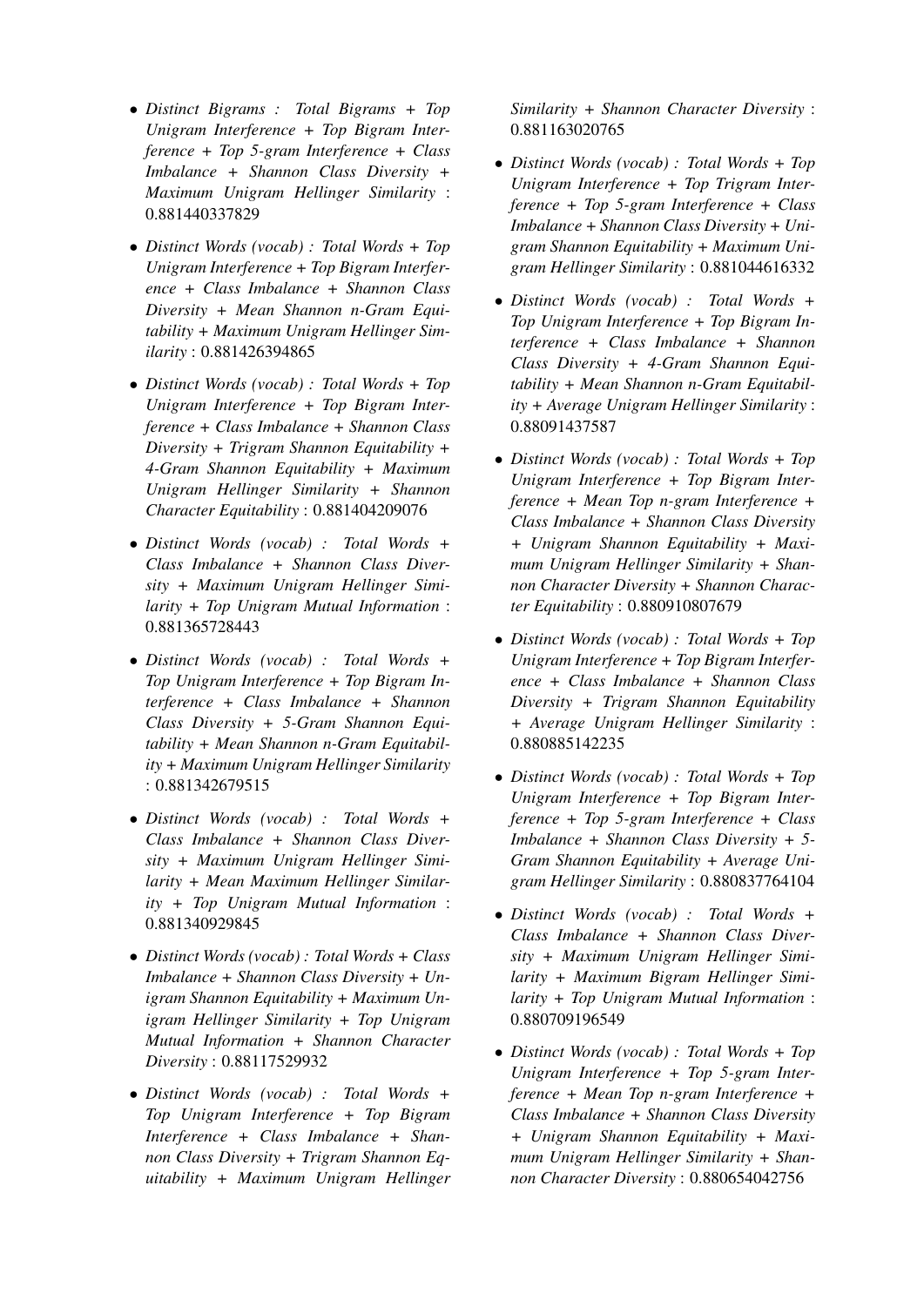- *Distinct Bigrams : Total Bigrams + Top Unigram Interference + Top Bigram Interference + Top 5-gram Interference + Class Imbalance + Shannon Class Diversity + Maximum Unigram Hellinger Similarity* : 0.881440337829

- *Distinct Words (vocab) : Total Words + Top Unigram Interference + Top Bigram Interference + Class Imbalance + Shannon Class Diversity + Mean Shannon n-Gram Equitability + Maximum Unigram Hellinger Similarity* : 0.881426394865

- *Distinct Words (vocab) : Total Words + Top Unigram Interference + Top Bigram Interference + Class Imbalance + Shannon Class Diversity + Trigram Shannon Equitability + 4-Gram Shannon Equitability + Maximum Unigram Hellinger Similarity + Shannon Character Equitability* : 0.881404209076

- *Distinct Words (vocab) : Total Words + Class Imbalance + Shannon Class Diversity + Maximum Unigram Hellinger Similarity + Top Unigram Mutual Information* : 0.881365728443

- *Distinct Words (vocab) : Total Words + Top Unigram Interference + Top Bigram Interference + Class Imbalance + Shannon Class Diversity + 5-Gram Shannon Equitability + Mean Shannon n-Gram Equitability + Maximum Unigram Hellinger Similarity* : 0.881342679515

- *Distinct Words (vocab) : Total Words + Class Imbalance + Shannon Class Diversity + Maximum Unigram Hellinger Similarity + Mean Maximum Hellinger Similarity + Top Unigram Mutual Information* : 0.881340929845

- *Distinct Words (vocab) : Total Words + Class Imbalance + Shannon Class Diversity + Unigram Shannon Equitability + Maximum Unigram Hellinger Similarity + Top Unigram Mutual Information + Shannon Character Diversity* : 0.88117529932

- *Distinct Words (vocab) : Total Words + Top Unigram Interference + Top Bigram Interference + Class Imbalance + Shannon Class Diversity + Trigram Shannon Equitability + Maximum Unigram Hellinger Similarity + Shannon Character Diversity* : 0.881163020765

- *Distinct Words (vocab) : Total Words + Top Unigram Interference + Top Trigram Interference + Top 5-gram Interference + Class Imbalance + Shannon Class Diversity + Unigram Shannon Equitability + Maximum Unigram Hellinger Similarity* : 0.881044616332

- *Distinct Words (vocab) : Total Words + Top Unigram Interference + Top Bigram Interference + Class Imbalance + Shannon Class Diversity + 4-Gram Shannon Equitability + Mean Shannon n-Gram Equitability + Average Unigram Hellinger Similarity* : 0.88091437587

- *Distinct Words (vocab) : Total Words + Top Unigram Interference + Top Bigram Interference + Mean Top n-gram Interference + Class Imbalance + Shannon Class Diversity + Unigram Shannon Equitability + Maximum Unigram Hellinger Similarity + Shannon Character Diversity + Shannon Character Equitability* : 0.880910807679

- *Distinct Words (vocab) : Total Words + Top Unigram Interference + Top Bigram Interference + Class Imbalance + Shannon Class Diversity + Trigram Shannon Equitability + Average Unigram Hellinger Similarity* : 0.880885142235

- *Distinct Words (vocab) : Total Words + Top Unigram Interference + Top Bigram Interference + Top 5-gram Interference + Class Imbalance + Shannon Class Diversity + 5-Gram Shannon Equitability + Average Unigram Hellinger Similarity* : 0.880837764104

- *Distinct Words (vocab) : Total Words + Class Imbalance + Shannon Class Diversity + Maximum Unigram Hellinger Similarity + Maximum Bigram Hellinger Similarity + Top Unigram Mutual Information* : 0.880709196549

- *Distinct Words (vocab) : Total Words + Top Unigram Interference + Top 5-gram Interference + Mean Top n-gram Interference + Class Imbalance + Shannon Class Diversity + Unigram Shannon Equitability + Maximum Unigram Hellinger Similarity + Shannon Character Diversity* : 0.880654042756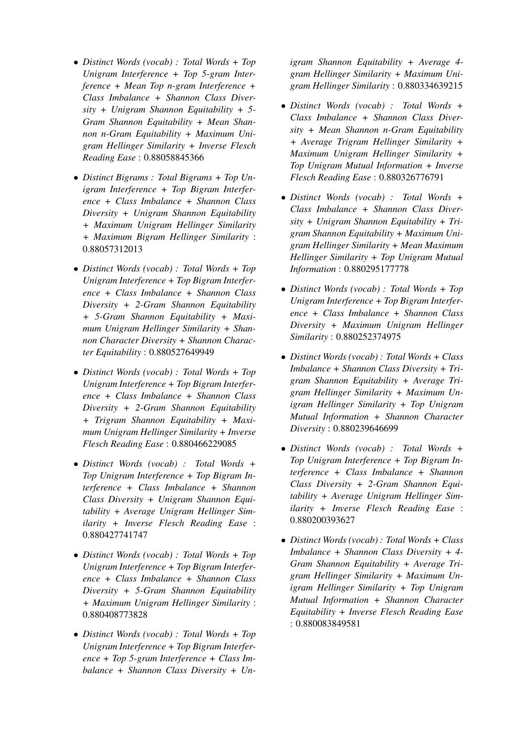- *Distinct Words (vocab) : Total Words + Top Unigram Interference + Top 5-gram Interference + Mean Top n-gram Interference + Class Imbalance + Shannon Class Diversity + Unigram Shannon Equitability + 5-Gram Shannon Equitability + Mean Shannon n-Gram Equitability + Maximum Unigram Hellinger Similarity + Inverse Flesch Reading Ease* : 0.88058845366

- *Distinct Bigrams : Total Bigrams + Top Unigram Interference + Top Bigram Interference + Class Imbalance + Shannon Class Diversity + Unigram Shannon Equitability + Maximum Unigram Hellinger Similarity + Maximum Bigram Hellinger Similarity* : 0.88057312013

- *Distinct Words (vocab) : Total Words + Top Unigram Interference + Top Bigram Interference + Class Imbalance + Shannon Class Diversity + 2-Gram Shannon Equitability + 5-Gram Shannon Equitability + Maximum Unigram Hellinger Similarity + Shannon Character Diversity + Shannon Character Equitability* : 0.880527649949

- *Distinct Words (vocab) : Total Words + Top Unigram Interference + Top Bigram Interference + Class Imbalance + Shannon Class Diversity + 2-Gram Shannon Equitability + Trigram Shannon Equitability + Maximum Unigram Hellinger Similarity + Inverse Flesch Reading Ease* : 0.880466229085

- *Distinct Words (vocab) : Total Words + Top Unigram Interference + Top Bigram Interference + Class Imbalance + Shannon Class Diversity + Unigram Shannon Equitability + Average Unigram Hellinger Similarity + Inverse Flesch Reading Ease* : 0.880427741747

- *Distinct Words (vocab) : Total Words + Top Unigram Interference + Top Bigram Interference + Class Imbalance + Shannon Class Diversity + 5-Gram Shannon Equitability + Maximum Unigram Hellinger Similarity* : 0.880408773828

- *Distinct Words (vocab) : Total Words + Top Unigram Interference + Top Bigram Interference + Top 5-gram Interference + Class Imbalance + Shannon Class Diversity + Unigram Shannon Equitability + Average 4-gram Hellinger Similarity + Maximum Unigram Hellinger Similarity* : 0.880334639215

- *Distinct Words (vocab) : Total Words + Class Imbalance + Shannon Class Diversity + Mean Shannon n-Gram Equitability + Average Trigram Hellinger Similarity + Maximum Unigram Hellinger Similarity + Top Unigram Mutual Information + Inverse Flesch Reading Ease* : 0.880326776791

- *Distinct Words (vocab) : Total Words + Class Imbalance + Shannon Class Diversity + Unigram Shannon Equitability + Trigram Shannon Equitability + Maximum Unigram Hellinger Similarity + Mean Maximum Hellinger Similarity + Top Unigram Mutual Information* : 0.880295177778

- *Distinct Words (vocab) : Total Words + Top Unigram Interference + Top Bigram Interference + Class Imbalance + Shannon Class Diversity + Maximum Unigram Hellinger Similarity* : 0.880252374975

- *Distinct Words (vocab) : Total Words + Class Imbalance + Shannon Class Diversity + Trigram Shannon Equitability + Average Trigram Hellinger Similarity + Maximum Unigram Hellinger Similarity + Top Unigram Mutual Information + Shannon Character Diversity* : 0.880239646699

- *Distinct Words (vocab) : Total Words + Top Unigram Interference + Top Bigram Interference + Class Imbalance + Shannon Class Diversity + 2-Gram Shannon Equitability + Average Unigram Hellinger Similarity + Inverse Flesch Reading Ease* : 0.880200393627

- *Distinct Words (vocab) : Total Words + Class Imbalance + Shannon Class Diversity + 4-Gram Shannon Equitability + Average Trigram Hellinger Similarity + Maximum Unigram Hellinger Similarity + Top Unigram Mutual Information + Shannon Character Equitability + Inverse Flesch Reading Ease* : 0.880083849581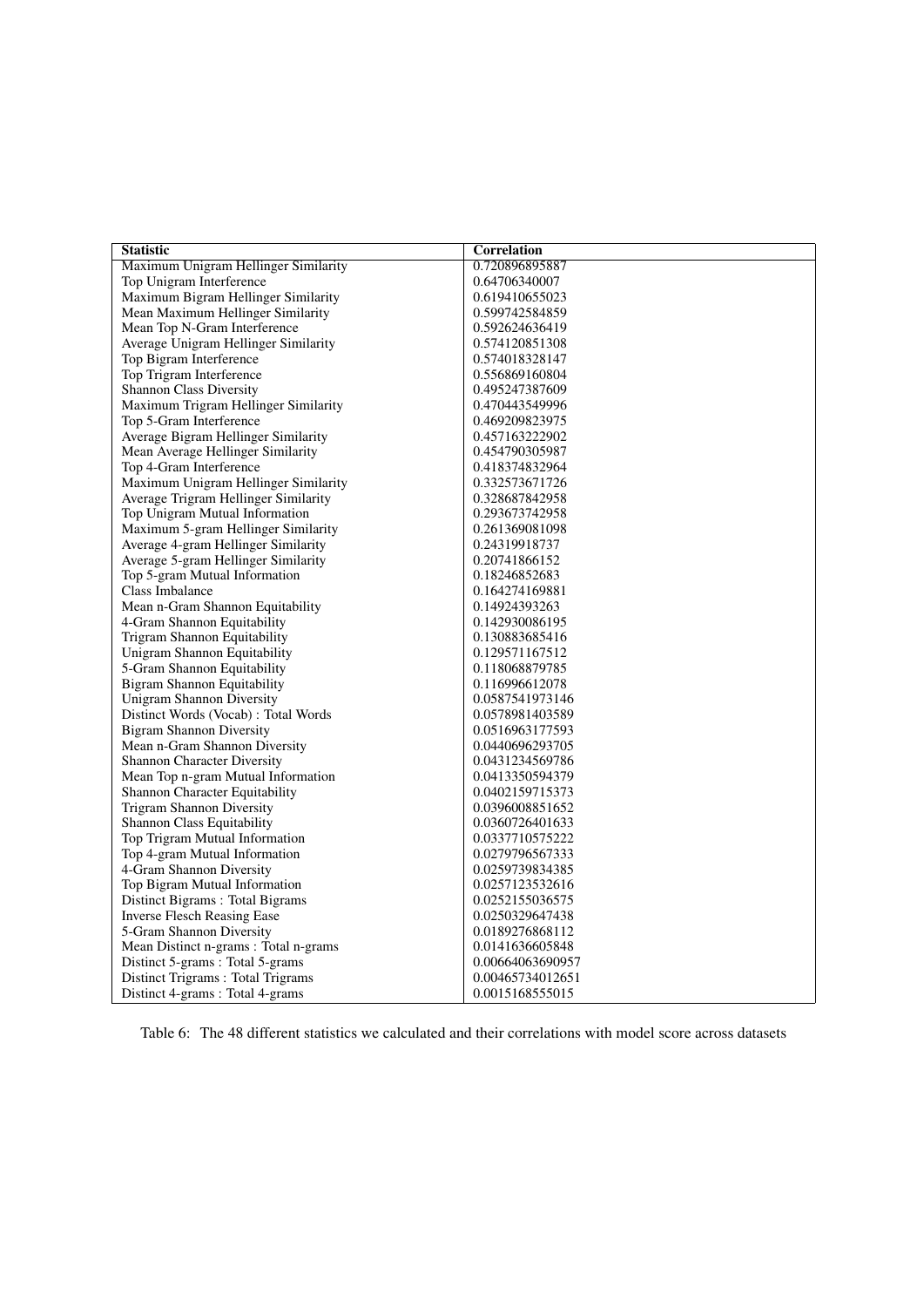| Statistic | Correlation |
|---|---|
| Maximum Unigram Hellinger Similarity | 0.720896895887 |
| Top Unigram Interference | 0.64706340007 |
| Maximum Bigram Hellinger Similarity | 0.619410655023 |
| Mean Maximum Hellinger Similarity | 0.599742584859 |
| Mean Top N-Gram Interference | 0.592624636419 |
| Average Unigram Hellinger Similarity | 0.574120851308 |
| Top Bigram Interference | 0.574018328147 |
| Top Trigram Interference | 0.556869160804 |
| Shannon Class Diversity | 0.495247387609 |
| Maximum Trigram Hellinger Similarity | 0.470443549996 |
| Top 5-Gram Interference | 0.469209823975 |
| Average Bigram Hellinger Similarity | 0.457163222902 |
| Mean Average Hellinger Similarity | 0.454790305987 |
| Top 4-Gram Interference | 0.418374832964 |
| Maximum Unigram Hellinger Similarity | 0.332573671726 |
| Average Trigram Hellinger Similarity | 0.328687842958 |
| Top Unigram Mutual Information | 0.293673742958 |
| Maximum 5-gram Hellinger Similarity | 0.261369081098 |
| Average 4-gram Hellinger Similarity | 0.24319918737 |
| Average 5-gram Hellinger Similarity | 0.20741866152 |
| Top 5-gram Mutual Information | 0.18246852683 |
| Class Imbalance | 0.164274169881 |
| Mean n-Gram Shannon Equitability | 0.14924393263 |
| 4-Gram Shannon Equitability | 0.142930086195 |
| Trigram Shannon Equitability | 0.130883685416 |
| Unigram Shannon Equitability | 0.129571167512 |
| 5-Gram Shannon Equitability | 0.118068879785 |
| Bigram Shannon Equitability | 0.116996612078 |
| Unigram Shannon Diversity | 0.0587541973146 |
| Distinct Words (Vocab) : Total Words | 0.0578981403589 |
| Bigram Shannon Diversity | 0.0516963177593 |
| Mean n-Gram Shannon Diversity | 0.0440696293705 |
| Shannon Character Diversity | 0.0431234569786 |
| Mean Top n-gram Mutual Information | 0.0413350594379 |
| Shannon Character Equitability | 0.0402159715373 |
| Trigram Shannon Diversity | 0.0396008851652 |
| Shannon Class Equitability | 0.0360726401633 |
| Top Trigram Mutual Information | 0.0337710575222 |
| Top 4-gram Mutual Information | 0.0279796567333 |
| 4-Gram Shannon Diversity | 0.0259739834385 |
| Top Bigram Mutual Information | 0.0257123532616 |
| Distinct Bigrams : Total Bigrams | 0.0252155036575 |
| Inverse Flesch Reasing Ease | 0.0250329647438 |
| 5-Gram Shannon Diversity | 0.0189276868112 |
| Mean Distinct n-grams : Total n-grams | 0.0141636605848 |
| Distinct 5-grams : Total 5-grams | 0.00664063690957 |
| Distinct Trigrams : Total Trigrams | 0.00465734012651 |
| Distinct 4-grams : Total 4-grams | 0.0015168555015 |

Table 6: The 48 different statistics we calculated and their correlations with model score across datasets